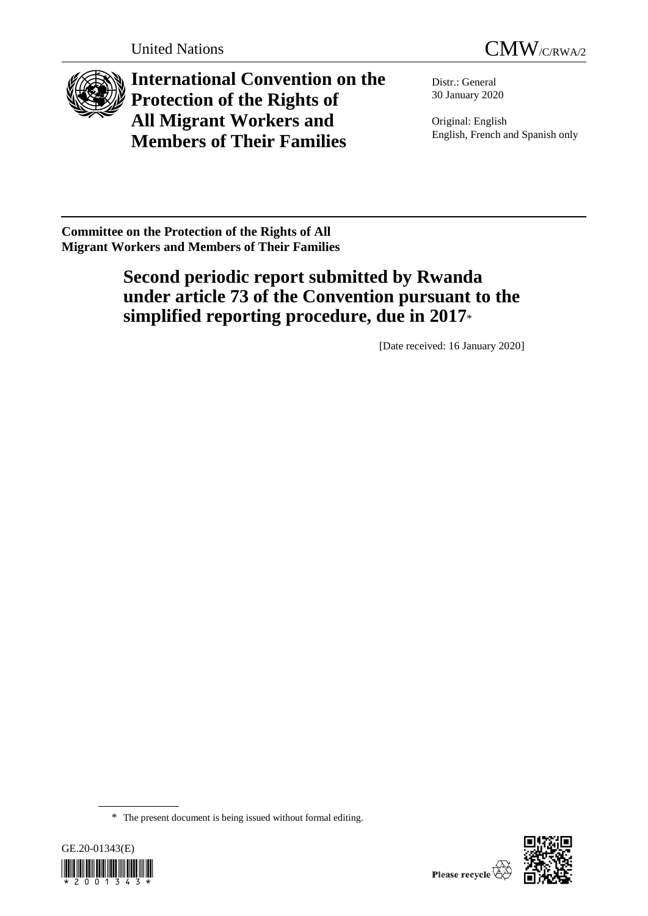United Nations

CMW/C/RWA/2

# International Convention on the Protection of the Rights of All Migrant Workers and Members of Their Families

Distr.: General
30 January 2020

Original: English
English, French and Spanish only

**Committee on the Protection of the Rights of All Migrant Workers and Members of Their Families**

## Second periodic report submitted by Rwanda under article 73 of the Convention pursuant to the simplified reporting procedure, due in 2017*

[Date received: 16 January 2020]

\* The present document is being issued without formal editing.

GE.20-01343(E)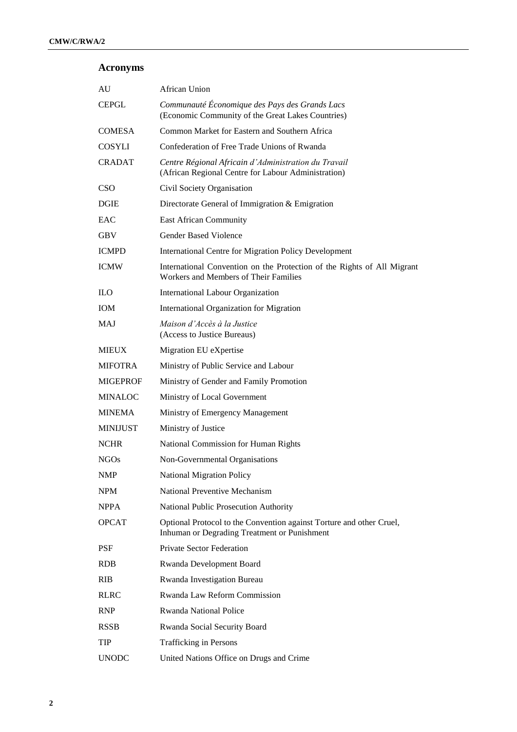## Acronyms

| | |
|---|---|
| AU | African Union |
| CEPGL | *Communauté Économique des Pays des Grands Lacs* (Economic Community of the Great Lakes Countries) |
| COMESA | Common Market for Eastern and Southern Africa |
| COSYLI | Confederation of Free Trade Unions of Rwanda |
| CRADAT | *Centre Régional Africain d'Administration du Travail* (African Regional Centre for Labour Administration) |
| CSO | Civil Society Organisation |
| DGIE | Directorate General of Immigration & Emigration |
| EAC | East African Community |
| GBV | Gender Based Violence |
| ICMPD | International Centre for Migration Policy Development |
| ICMW | International Convention on the Protection of the Rights of All Migrant Workers and Members of Their Families |
| ILO | International Labour Organization |
| IOM | International Organization for Migration |
| MAJ | *Maison d'Accès à la Justice* (Access to Justice Bureaus) |
| MIEUX | Migration EU eXpertise |
| MIFOTRA | Ministry of Public Service and Labour |
| MIGEPROF | Ministry of Gender and Family Promotion |
| MINALOC | Ministry of Local Government |
| MINEMA | Ministry of Emergency Management |
| MINIJUST | Ministry of Justice |
| NCHR | National Commission for Human Rights |
| NGOs | Non-Governmental Organisations |
| NMP | National Migration Policy |
| NPM | National Preventive Mechanism |
| NPPA | National Public Prosecution Authority |
| OPCAT | Optional Protocol to the Convention against Torture and other Cruel, Inhuman or Degrading Treatment or Punishment |
| PSF | Private Sector Federation |
| RDB | Rwanda Development Board |
| RIB | Rwanda Investigation Bureau |
| RLRC | Rwanda Law Reform Commission |
| RNP | Rwanda National Police |
| RSSB | Rwanda Social Security Board |
| TIP | Trafficking in Persons |
| UNODC | United Nations Office on Drugs and Crime |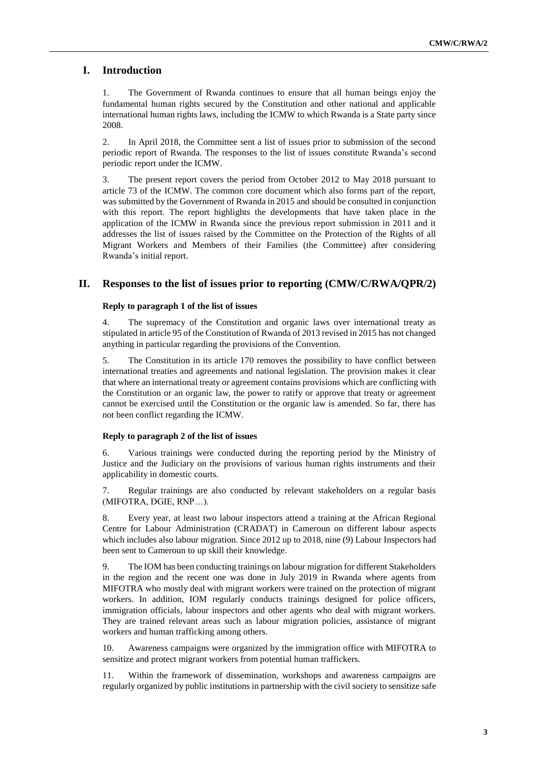## I. Introduction

1. The Government of Rwanda continues to ensure that all human beings enjoy the fundamental human rights secured by the Constitution and other national and applicable international human rights laws, including the ICMW to which Rwanda is a State party since 2008.

2. In April 2018, the Committee sent a list of issues prior to submission of the second periodic report of Rwanda. The responses to the list of issues constitute Rwanda's second periodic report under the ICMW.

3. The present report covers the period from October 2012 to May 2018 pursuant to article 73 of the ICMW. The common core document which also forms part of the report, was submitted by the Government of Rwanda in 2015 and should be consulted in conjunction with this report. The report highlights the developments that have taken place in the application of the ICMW in Rwanda since the previous report submission in 2011 and it addresses the list of issues raised by the Committee on the Protection of the Rights of all Migrant Workers and Members of their Families (the Committee) after considering Rwanda's initial report.

## II. Responses to the list of issues prior to reporting (CMW/C/RWA/QPR/2)

### Reply to paragraph 1 of the list of issues

4. The supremacy of the Constitution and organic laws over international treaty as stipulated in article 95 of the Constitution of Rwanda of 2013 revised in 2015 has not changed anything in particular regarding the provisions of the Convention.

5. The Constitution in its article 170 removes the possibility to have conflict between international treaties and agreements and national legislation. The provision makes it clear that where an international treaty or agreement contains provisions which are conflicting with the Constitution or an organic law, the power to ratify or approve that treaty or agreement cannot be exercised until the Constitution or the organic law is amended. So far, there has not been conflict regarding the ICMW.

### Reply to paragraph 2 of the list of issues

6. Various trainings were conducted during the reporting period by the Ministry of Justice and the Judiciary on the provisions of various human rights instruments and their applicability in domestic courts.

7. Regular trainings are also conducted by relevant stakeholders on a regular basis (MIFOTRA, DGIE, RNP…).

8. Every year, at least two labour inspectors attend a training at the African Regional Centre for Labour Administration (CRADAT) in Cameroun on different labour aspects which includes also labour migration. Since 2012 up to 2018, nine (9) Labour Inspectors had been sent to Cameroun to up skill their knowledge.

9. The IOM has been conducting trainings on labour migration for different Stakeholders in the region and the recent one was done in July 2019 in Rwanda where agents from MIFOTRA who mostly deal with migrant workers were trained on the protection of migrant workers. In addition, IOM regularly conducts trainings designed for police officers, immigration officials, labour inspectors and other agents who deal with migrant workers. They are trained relevant areas such as labour migration policies, assistance of migrant workers and human trafficking among others.

10. Awareness campaigns were organized by the immigration office with MIFOTRA to sensitize and protect migrant workers from potential human traffickers.

11. Within the framework of dissemination, workshops and awareness campaigns are regularly organized by public institutions in partnership with the civil society to sensitize safe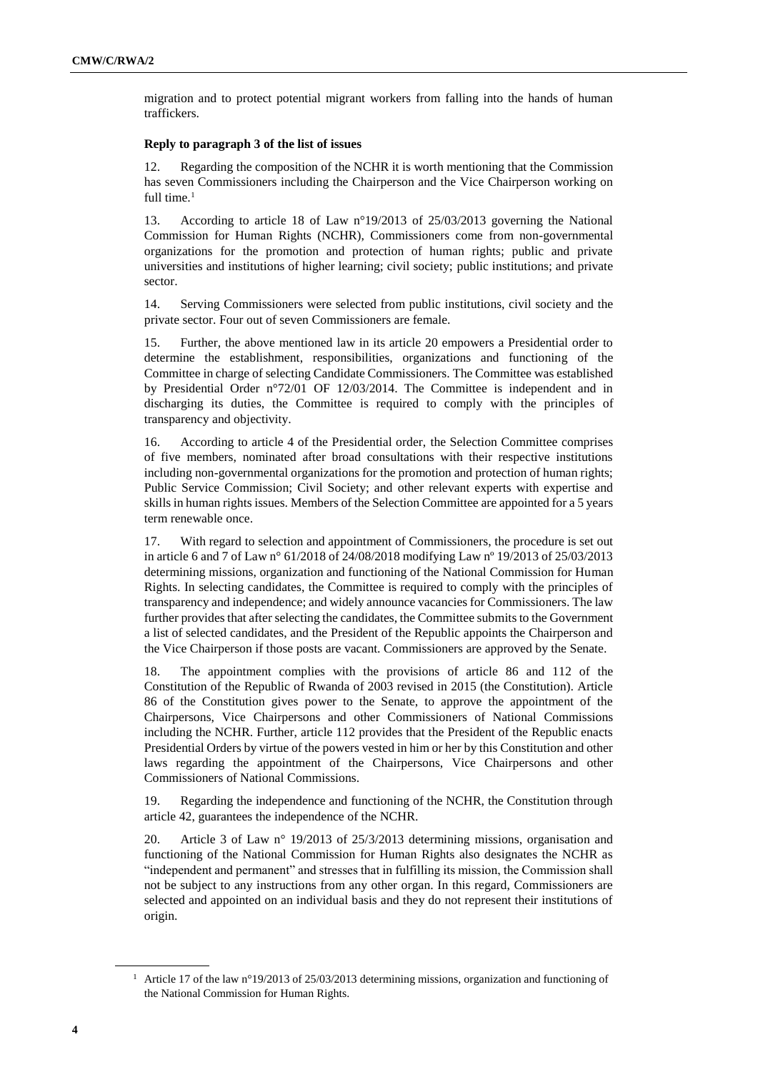migration and to protect potential migrant workers from falling into the hands of human traffickers.

**Reply to paragraph 3 of the list of issues**

12. Regarding the composition of the NCHR it is worth mentioning that the Commission has seven Commissioners including the Chairperson and the Vice Chairperson working on full time.[1]

13. According to article 18 of Law n°19/2013 of 25/03/2013 governing the National Commission for Human Rights (NCHR), Commissioners come from non-governmental organizations for the promotion and protection of human rights; public and private universities and institutions of higher learning; civil society; public institutions; and private sector.

14. Serving Commissioners were selected from public institutions, civil society and the private sector. Four out of seven Commissioners are female.

15. Further, the above mentioned law in its article 20 empowers a Presidential order to determine the establishment, responsibilities, organizations and functioning of the Committee in charge of selecting Candidate Commissioners. The Committee was established by Presidential Order n°72/01 OF 12/03/2014. The Committee is independent and in discharging its duties, the Committee is required to comply with the principles of transparency and objectivity.

16. According to article 4 of the Presidential order, the Selection Committee comprises of five members, nominated after broad consultations with their respective institutions including non-governmental organizations for the promotion and protection of human rights; Public Service Commission; Civil Society; and other relevant experts with expertise and skills in human rights issues. Members of the Selection Committee are appointed for a 5 years term renewable once.

17. With regard to selection and appointment of Commissioners, the procedure is set out in article 6 and 7 of Law n° 61/2018 of 24/08/2018 modifying Law nº 19/2013 of 25/03/2013 determining missions, organization and functioning of the National Commission for Human Rights. In selecting candidates, the Committee is required to comply with the principles of transparency and independence; and widely announce vacancies for Commissioners. The law further provides that after selecting the candidates, the Committee submits to the Government a list of selected candidates, and the President of the Republic appoints the Chairperson and the Vice Chairperson if those posts are vacant. Commissioners are approved by the Senate.

18. The appointment complies with the provisions of article 86 and 112 of the Constitution of the Republic of Rwanda of 2003 revised in 2015 (the Constitution). Article 86 of the Constitution gives power to the Senate, to approve the appointment of the Chairpersons, Vice Chairpersons and other Commissioners of National Commissions including the NCHR. Further, article 112 provides that the President of the Republic enacts Presidential Orders by virtue of the powers vested in him or her by this Constitution and other laws regarding the appointment of the Chairpersons, Vice Chairpersons and other Commissioners of National Commissions.

19. Regarding the independence and functioning of the NCHR, the Constitution through article 42, guarantees the independence of the NCHR.

20. Article 3 of Law n° 19/2013 of 25/3/2013 determining missions, organisation and functioning of the National Commission for Human Rights also designates the NCHR as "independent and permanent" and stresses that in fulfilling its mission, the Commission shall not be subject to any instructions from any other organ. In this regard, Commissioners are selected and appointed on an individual basis and they do not represent their institutions of origin.

[1] Article 17 of the law n°19/2013 of 25/03/2013 determining missions, organization and functioning of the National Commission for Human Rights.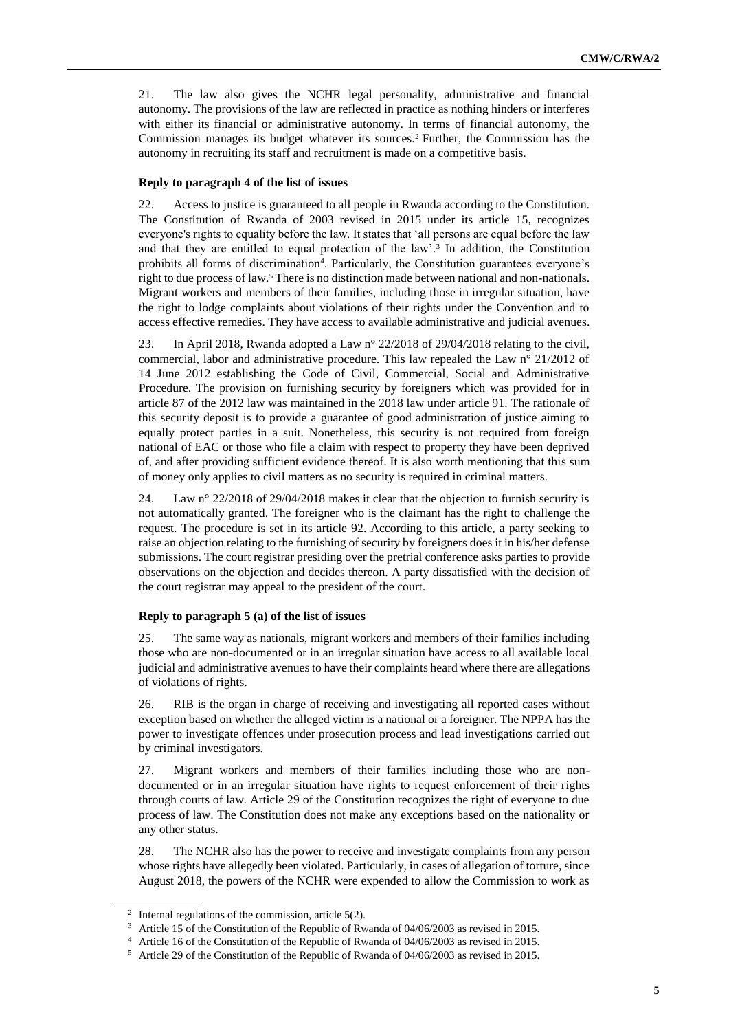21. The law also gives the NCHR legal personality, administrative and financial autonomy. The provisions of the law are reflected in practice as nothing hinders or interferes with either its financial or administrative autonomy. In terms of financial autonomy, the Commission manages its budget whatever its sources.[2] Further, the Commission has the autonomy in recruiting its staff and recruitment is made on a competitive basis.

**Reply to paragraph 4 of the list of issues**

22. Access to justice is guaranteed to all people in Rwanda according to the Constitution. The Constitution of Rwanda of 2003 revised in 2015 under its article 15, recognizes everyone's rights to equality before the law. It states that 'all persons are equal before the law and that they are entitled to equal protection of the law'.[3] In addition, the Constitution prohibits all forms of discrimination[4]. Particularly, the Constitution guarantees everyone's right to due process of law.[5] There is no distinction made between national and non-nationals. Migrant workers and members of their families, including those in irregular situation, have the right to lodge complaints about violations of their rights under the Convention and to access effective remedies. They have access to available administrative and judicial avenues.

23. In April 2018, Rwanda adopted a Law n° 22/2018 of 29/04/2018 relating to the civil, commercial, labor and administrative procedure. This law repealed the Law n° 21/2012 of 14 June 2012 establishing the Code of Civil, Commercial, Social and Administrative Procedure. The provision on furnishing security by foreigners which was provided for in article 87 of the 2012 law was maintained in the 2018 law under article 91. The rationale of this security deposit is to provide a guarantee of good administration of justice aiming to equally protect parties in a suit. Nonetheless, this security is not required from foreign national of EAC or those who file a claim with respect to property they have been deprived of, and after providing sufficient evidence thereof. It is also worth mentioning that this sum of money only applies to civil matters as no security is required in criminal matters.

24. Law n° 22/2018 of 29/04/2018 makes it clear that the objection to furnish security is not automatically granted. The foreigner who is the claimant has the right to challenge the request. The procedure is set in its article 92. According to this article, a party seeking to raise an objection relating to the furnishing of security by foreigners does it in his/her defense submissions. The court registrar presiding over the pretrial conference asks parties to provide observations on the objection and decides thereon. A party dissatisfied with the decision of the court registrar may appeal to the president of the court.

**Reply to paragraph 5 (a) of the list of issues**

25. The same way as nationals, migrant workers and members of their families including those who are non-documented or in an irregular situation have access to all available local judicial and administrative avenues to have their complaints heard where there are allegations of violations of rights.

26. RIB is the organ in charge of receiving and investigating all reported cases without exception based on whether the alleged victim is a national or a foreigner. The NPPA has the power to investigate offences under prosecution process and lead investigations carried out by criminal investigators.

27. Migrant workers and members of their families including those who are non-documented or in an irregular situation have rights to request enforcement of their rights through courts of law. Article 29 of the Constitution recognizes the right of everyone to due process of law. The Constitution does not make any exceptions based on the nationality or any other status.

28. The NCHR also has the power to receive and investigate complaints from any person whose rights have allegedly been violated. Particularly, in cases of allegation of torture, since August 2018, the powers of the NCHR were expended to allow the Commission to work as

---

[2] Internal regulations of the commission, article 5(2).

[3] Article 15 of the Constitution of the Republic of Rwanda of 04/06/2003 as revised in 2015.

[4] Article 16 of the Constitution of the Republic of Rwanda of 04/06/2003 as revised in 2015.

[5] Article 29 of the Constitution of the Republic of Rwanda of 04/06/2003 as revised in 2015.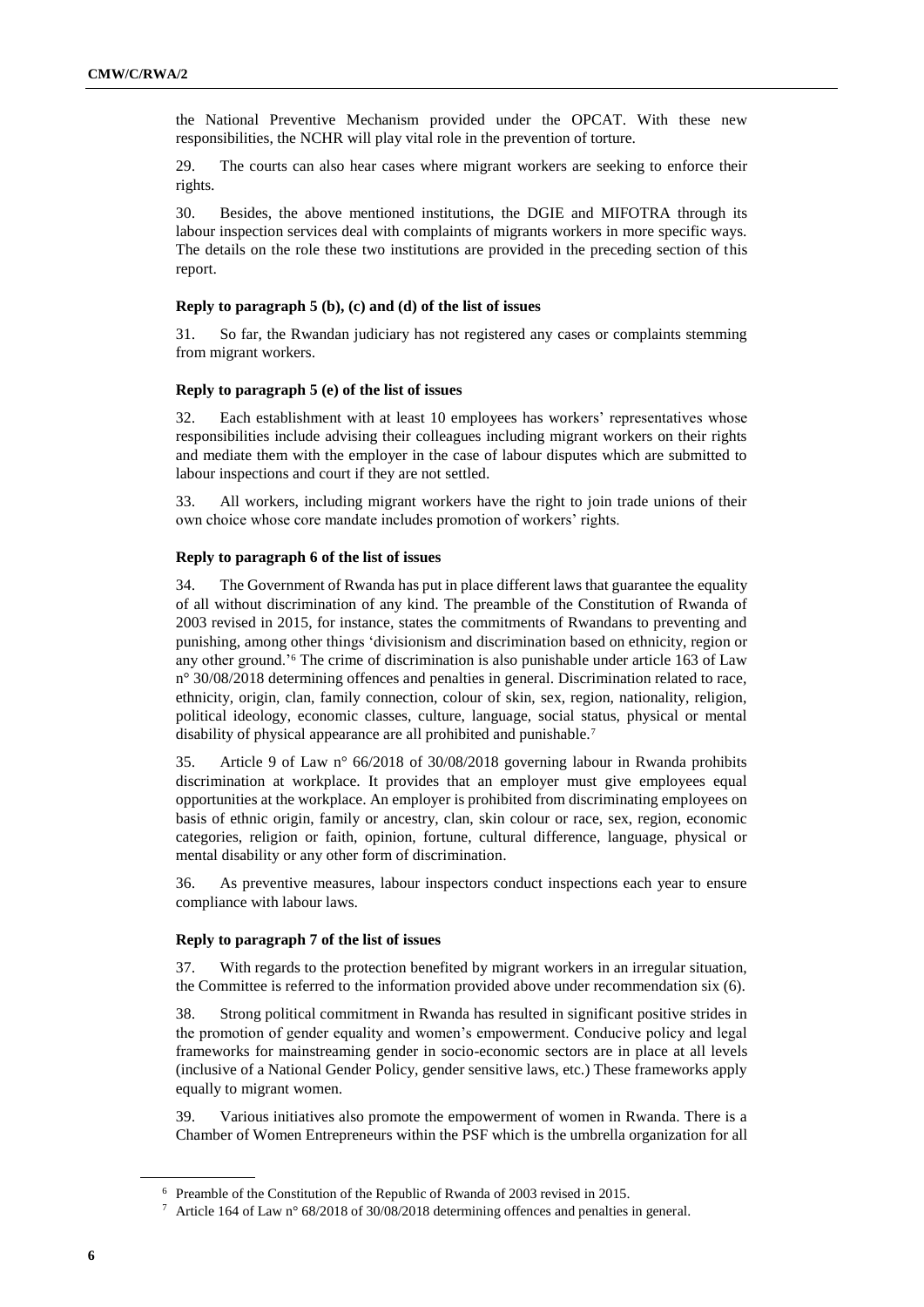the National Preventive Mechanism provided under the OPCAT. With these new responsibilities, the NCHR will play vital role in the prevention of torture.

29. The courts can also hear cases where migrant workers are seeking to enforce their rights.

30. Besides, the above mentioned institutions, the DGIE and MIFOTRA through its labour inspection services deal with complaints of migrants workers in more specific ways. The details on the role these two institutions are provided in the preceding section of this report.

### Reply to paragraph 5 (b), (c) and (d) of the list of issues

31. So far, the Rwandan judiciary has not registered any cases or complaints stemming from migrant workers.

### Reply to paragraph 5 (e) of the list of issues

32. Each establishment with at least 10 employees has workers' representatives whose responsibilities include advising their colleagues including migrant workers on their rights and mediate them with the employer in the case of labour disputes which are submitted to labour inspections and court if they are not settled.

33. All workers, including migrant workers have the right to join trade unions of their own choice whose core mandate includes promotion of workers' rights.

### Reply to paragraph 6 of the list of issues

34. The Government of Rwanda has put in place different laws that guarantee the equality of all without discrimination of any kind. The preamble of the Constitution of Rwanda of 2003 revised in 2015, for instance, states the commitments of Rwandans to preventing and punishing, among other things 'divisionism and discrimination based on ethnicity, region or any other ground.'[6] The crime of discrimination is also punishable under article 163 of Law n° 30/08/2018 determining offences and penalties in general. Discrimination related to race, ethnicity, origin, clan, family connection, colour of skin, sex, region, nationality, religion, political ideology, economic classes, culture, language, social status, physical or mental disability of physical appearance are all prohibited and punishable.[7]

35. Article 9 of Law n° 66/2018 of 30/08/2018 governing labour in Rwanda prohibits discrimination at workplace. It provides that an employer must give employees equal opportunities at the workplace. An employer is prohibited from discriminating employees on basis of ethnic origin, family or ancestry, clan, skin colour or race, sex, region, economic categories, religion or faith, opinion, fortune, cultural difference, language, physical or mental disability or any other form of discrimination.

36. As preventive measures, labour inspectors conduct inspections each year to ensure compliance with labour laws.

### Reply to paragraph 7 of the list of issues

37. With regards to the protection benefited by migrant workers in an irregular situation, the Committee is referred to the information provided above under recommendation six (6).

38. Strong political commitment in Rwanda has resulted in significant positive strides in the promotion of gender equality and women's empowerment. Conducive policy and legal frameworks for mainstreaming gender in socio-economic sectors are in place at all levels (inclusive of a National Gender Policy, gender sensitive laws, etc.) These frameworks apply equally to migrant women.

39. Various initiatives also promote the empowerment of women in Rwanda. There is a Chamber of Women Entrepreneurs within the PSF which is the umbrella organization for all

---

[6] Preamble of the Constitution of the Republic of Rwanda of 2003 revised in 2015.

[7] Article 164 of Law n° 68/2018 of 30/08/2018 determining offences and penalties in general.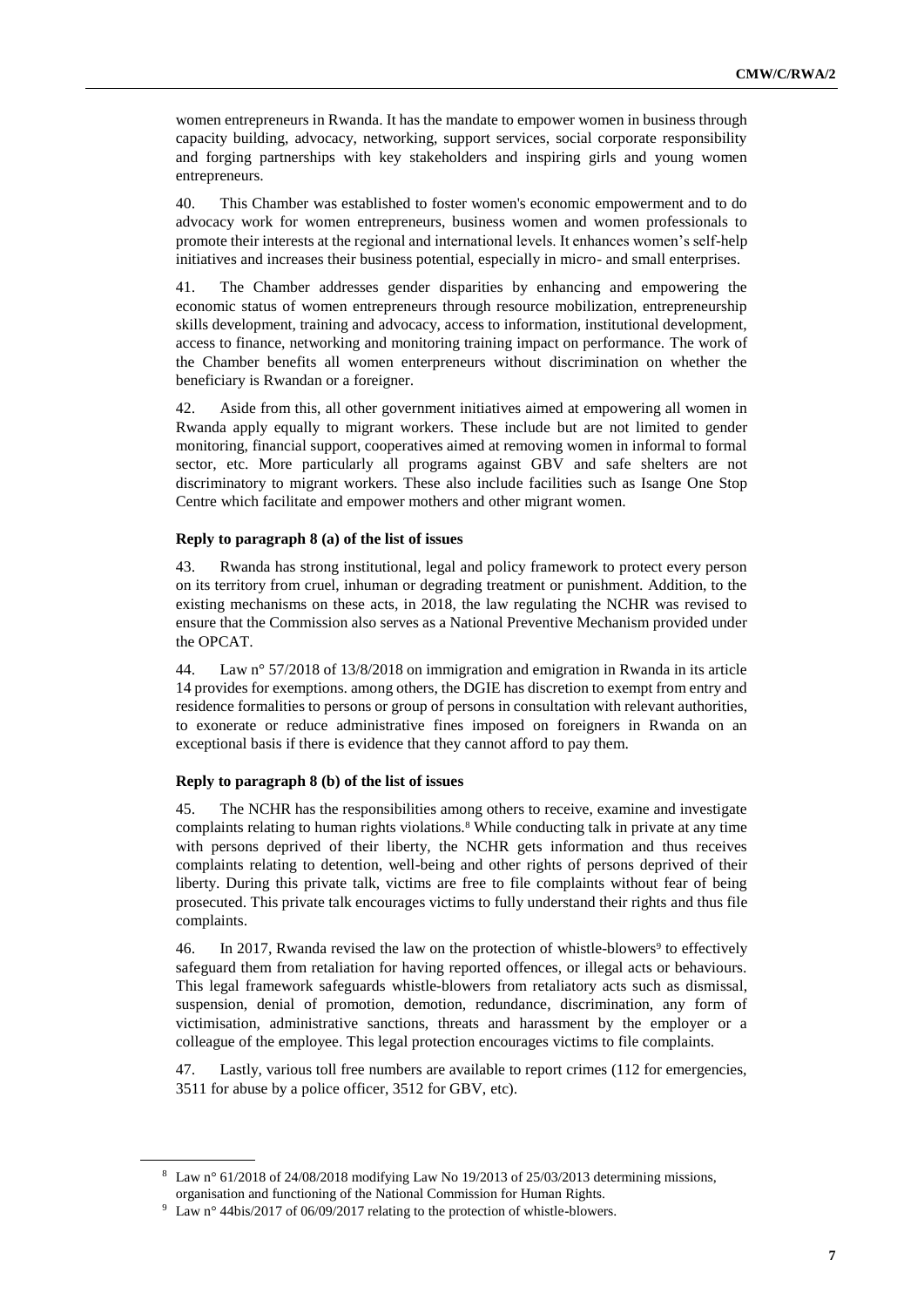women entrepreneurs in Rwanda. It has the mandate to empower women in business through capacity building, advocacy, networking, support services, social corporate responsibility and forging partnerships with key stakeholders and inspiring girls and young women entrepreneurs.

40. This Chamber was established to foster women's economic empowerment and to do advocacy work for women entrepreneurs, business women and women professionals to promote their interests at the regional and international levels. It enhances women's self-help initiatives and increases their business potential, especially in micro- and small enterprises.

41. The Chamber addresses gender disparities by enhancing and empowering the economic status of women entrepreneurs through resource mobilization, entrepreneurship skills development, training and advocacy, access to information, institutional development, access to finance, networking and monitoring training impact on performance. The work of the Chamber benefits all women enterpreneurs without discrimination on whether the beneficiary is Rwandan or a foreigner.

42. Aside from this, all other government initiatives aimed at empowering all women in Rwanda apply equally to migrant workers. These include but are not limited to gender monitoring, financial support, cooperatives aimed at removing women in informal to formal sector, etc. More particularly all programs against GBV and safe shelters are not discriminatory to migrant workers. These also include facilities such as Isange One Stop Centre which facilitate and empower mothers and other migrant women.

### Reply to paragraph 8 (a) of the list of issues

43. Rwanda has strong institutional, legal and policy framework to protect every person on its territory from cruel, inhuman or degrading treatment or punishment. Addition, to the existing mechanisms on these acts, in 2018, the law regulating the NCHR was revised to ensure that the Commission also serves as a National Preventive Mechanism provided under the OPCAT.

44. Law n° 57/2018 of 13/8/2018 on immigration and emigration in Rwanda in its article 14 provides for exemptions. among others, the DGIE has discretion to exempt from entry and residence formalities to persons or group of persons in consultation with relevant authorities, to exonerate or reduce administrative fines imposed on foreigners in Rwanda on an exceptional basis if there is evidence that they cannot afford to pay them.

### Reply to paragraph 8 (b) of the list of issues

45. The NCHR has the responsibilities among others to receive, examine and investigate complaints relating to human rights violations.[8] While conducting talk in private at any time with persons deprived of their liberty, the NCHR gets information and thus receives complaints relating to detention, well-being and other rights of persons deprived of their liberty. During this private talk, victims are free to file complaints without fear of being prosecuted. This private talk encourages victims to fully understand their rights and thus file complaints.

46. In 2017, Rwanda revised the law on the protection of whistle-blowers[9] to effectively safeguard them from retaliation for having reported offences, or illegal acts or behaviours. This legal framework safeguards whistle-blowers from retaliatory acts such as dismissal, suspension, denial of promotion, demotion, redundance, discrimination, any form of victimisation, administrative sanctions, threats and harassment by the employer or a colleague of the employee. This legal protection encourages victims to file complaints.

47. Lastly, various toll free numbers are available to report crimes (112 for emergencies, 3511 for abuse by a police officer, 3512 for GBV, etc).

---

[8] Law n° 61/2018 of 24/08/2018 modifying Law No 19/2013 of 25/03/2013 determining missions, organisation and functioning of the National Commission for Human Rights.

[9] Law n° 44bis/2017 of 06/09/2017 relating to the protection of whistle-blowers.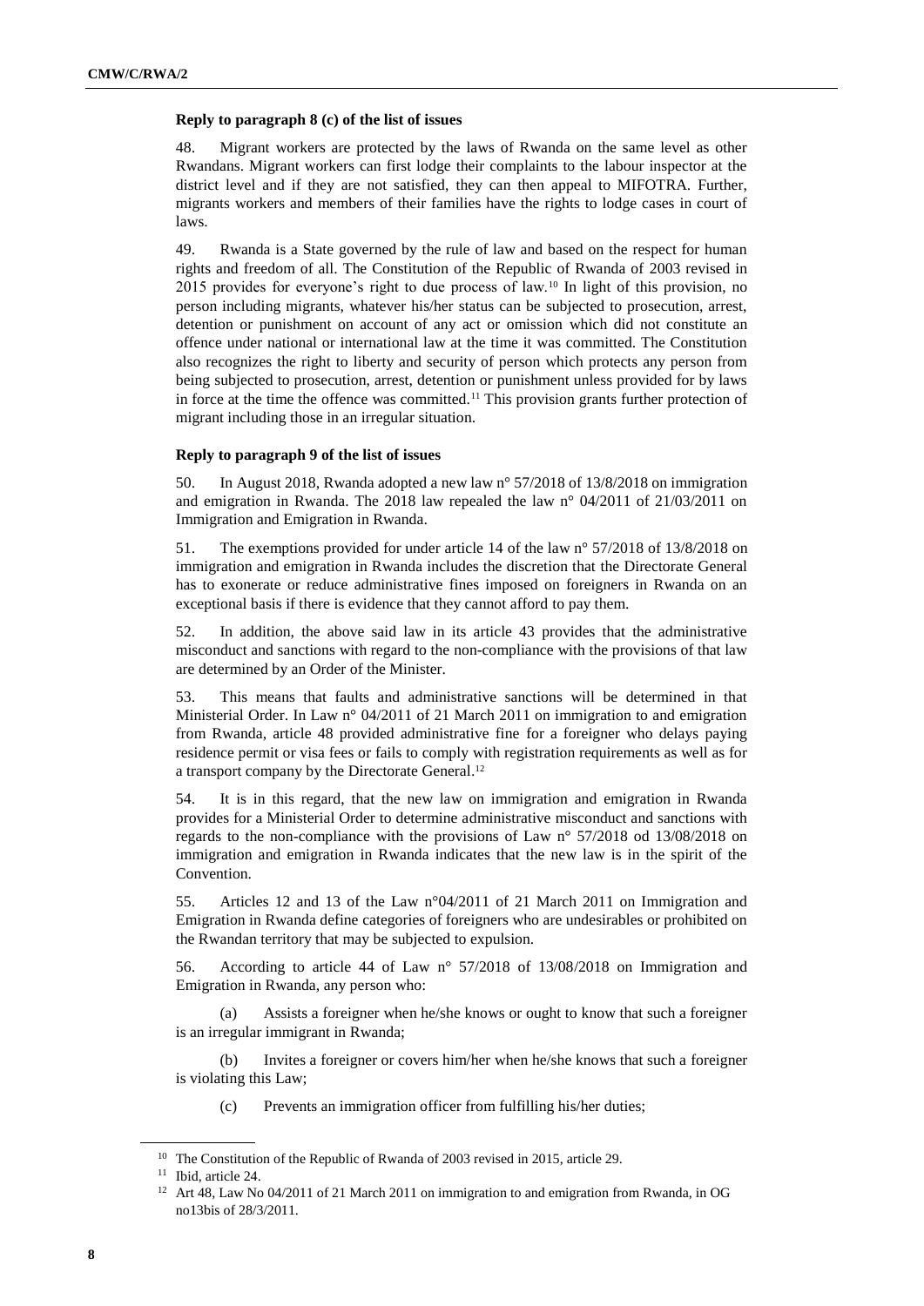**Reply to paragraph 8 (c) of the list of issues**

48. Migrant workers are protected by the laws of Rwanda on the same level as other Rwandans. Migrant workers can first lodge their complaints to the labour inspector at the district level and if they are not satisfied, they can then appeal to MIFOTRA. Further, migrants workers and members of their families have the rights to lodge cases in court of laws.

49. Rwanda is a State governed by the rule of law and based on the respect for human rights and freedom of all. The Constitution of the Republic of Rwanda of 2003 revised in 2015 provides for everyone's right to due process of law.[10] In light of this provision, no person including migrants, whatever his/her status can be subjected to prosecution, arrest, detention or punishment on account of any act or omission which did not constitute an offence under national or international law at the time it was committed. The Constitution also recognizes the right to liberty and security of person which protects any person from being subjected to prosecution, arrest, detention or punishment unless provided for by laws in force at the time the offence was committed.[11] This provision grants further protection of migrant including those in an irregular situation.

**Reply to paragraph 9 of the list of issues**

50. In August 2018, Rwanda adopted a new law n° 57/2018 of 13/8/2018 on immigration and emigration in Rwanda. The 2018 law repealed the law n° 04/2011 of 21/03/2011 on Immigration and Emigration in Rwanda.

51. The exemptions provided for under article 14 of the law n° 57/2018 of 13/8/2018 on immigration and emigration in Rwanda includes the discretion that the Directorate General has to exonerate or reduce administrative fines imposed on foreigners in Rwanda on an exceptional basis if there is evidence that they cannot afford to pay them.

52. In addition, the above said law in its article 43 provides that the administrative misconduct and sanctions with regard to the non-compliance with the provisions of that law are determined by an Order of the Minister.

53. This means that faults and administrative sanctions will be determined in that Ministerial Order. In Law n° 04/2011 of 21 March 2011 on immigration to and emigration from Rwanda, article 48 provided administrative fine for a foreigner who delays paying residence permit or visa fees or fails to comply with registration requirements as well as for a transport company by the Directorate General.[12]

54. It is in this regard, that the new law on immigration and emigration in Rwanda provides for a Ministerial Order to determine administrative misconduct and sanctions with regards to the non-compliance with the provisions of Law n° 57/2018 od 13/08/2018 on immigration and emigration in Rwanda indicates that the new law is in the spirit of the Convention.

55. Articles 12 and 13 of the Law n°04/2011 of 21 March 2011 on Immigration and Emigration in Rwanda define categories of foreigners who are undesirables or prohibited on the Rwandan territory that may be subjected to expulsion.

56. According to article 44 of Law n° 57/2018 of 13/08/2018 on Immigration and Emigration in Rwanda, any person who:

(a) Assists a foreigner when he/she knows or ought to know that such a foreigner is an irregular immigrant in Rwanda;

(b) Invites a foreigner or covers him/her when he/she knows that such a foreigner is violating this Law;

(c) Prevents an immigration officer from fulfilling his/her duties;

---

[10] The Constitution of the Republic of Rwanda of 2003 revised in 2015, article 29.

[11] Ibid, article 24.

[12] Art 48, Law No 04/2011 of 21 March 2011 on immigration to and emigration from Rwanda, in OG no13bis of 28/3/2011.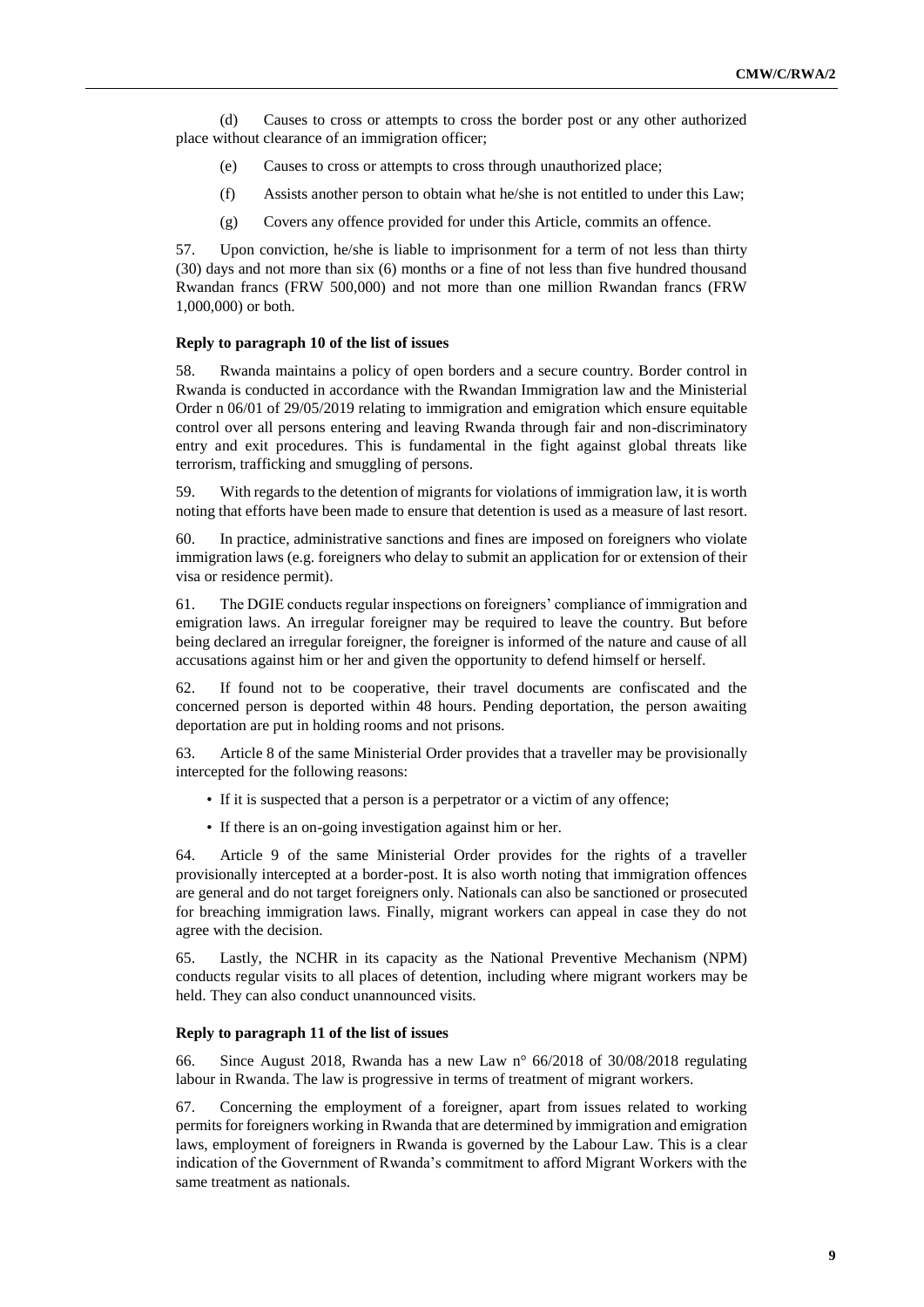(d) Causes to cross or attempts to cross the border post or any other authorized place without clearance of an immigration officer;

(e) Causes to cross or attempts to cross through unauthorized place;

(f) Assists another person to obtain what he/she is not entitled to under this Law;

(g) Covers any offence provided for under this Article, commits an offence.

57. Upon conviction, he/she is liable to imprisonment for a term of not less than thirty (30) days and not more than six (6) months or a fine of not less than five hundred thousand Rwandan francs (FRW 500,000) and not more than one million Rwandan francs (FRW 1,000,000) or both.

#### Reply to paragraph 10 of the list of issues

58. Rwanda maintains a policy of open borders and a secure country. Border control in Rwanda is conducted in accordance with the Rwandan Immigration law and the Ministerial Order n 06/01 of 29/05/2019 relating to immigration and emigration which ensure equitable control over all persons entering and leaving Rwanda through fair and non-discriminatory entry and exit procedures. This is fundamental in the fight against global threats like terrorism, trafficking and smuggling of persons.

59. With regards to the detention of migrants for violations of immigration law, it is worth noting that efforts have been made to ensure that detention is used as a measure of last resort.

60. In practice, administrative sanctions and fines are imposed on foreigners who violate immigration laws (e.g. foreigners who delay to submit an application for or extension of their visa or residence permit).

61. The DGIE conducts regular inspections on foreigners' compliance of immigration and emigration laws. An irregular foreigner may be required to leave the country. But before being declared an irregular foreigner, the foreigner is informed of the nature and cause of all accusations against him or her and given the opportunity to defend himself or herself.

62. If found not to be cooperative, their travel documents are confiscated and the concerned person is deported within 48 hours. Pending deportation, the person awaiting deportation are put in holding rooms and not prisons.

63. Article 8 of the same Ministerial Order provides that a traveller may be provisionally intercepted for the following reasons:

- If it is suspected that a person is a perpetrator or a victim of any offence;
- If there is an on-going investigation against him or her.

64. Article 9 of the same Ministerial Order provides for the rights of a traveller provisionally intercepted at a border-post. It is also worth noting that immigration offences are general and do not target foreigners only. Nationals can also be sanctioned or prosecuted for breaching immigration laws. Finally, migrant workers can appeal in case they do not agree with the decision.

65. Lastly, the NCHR in its capacity as the National Preventive Mechanism (NPM) conducts regular visits to all places of detention, including where migrant workers may be held. They can also conduct unannounced visits.

#### Reply to paragraph 11 of the list of issues

66. Since August 2018, Rwanda has a new Law n° 66/2018 of 30/08/2018 regulating labour in Rwanda. The law is progressive in terms of treatment of migrant workers.

67. Concerning the employment of a foreigner, apart from issues related to working permits for foreigners working in Rwanda that are determined by immigration and emigration laws, employment of foreigners in Rwanda is governed by the Labour Law. This is a clear indication of the Government of Rwanda's commitment to afford Migrant Workers with the same treatment as nationals.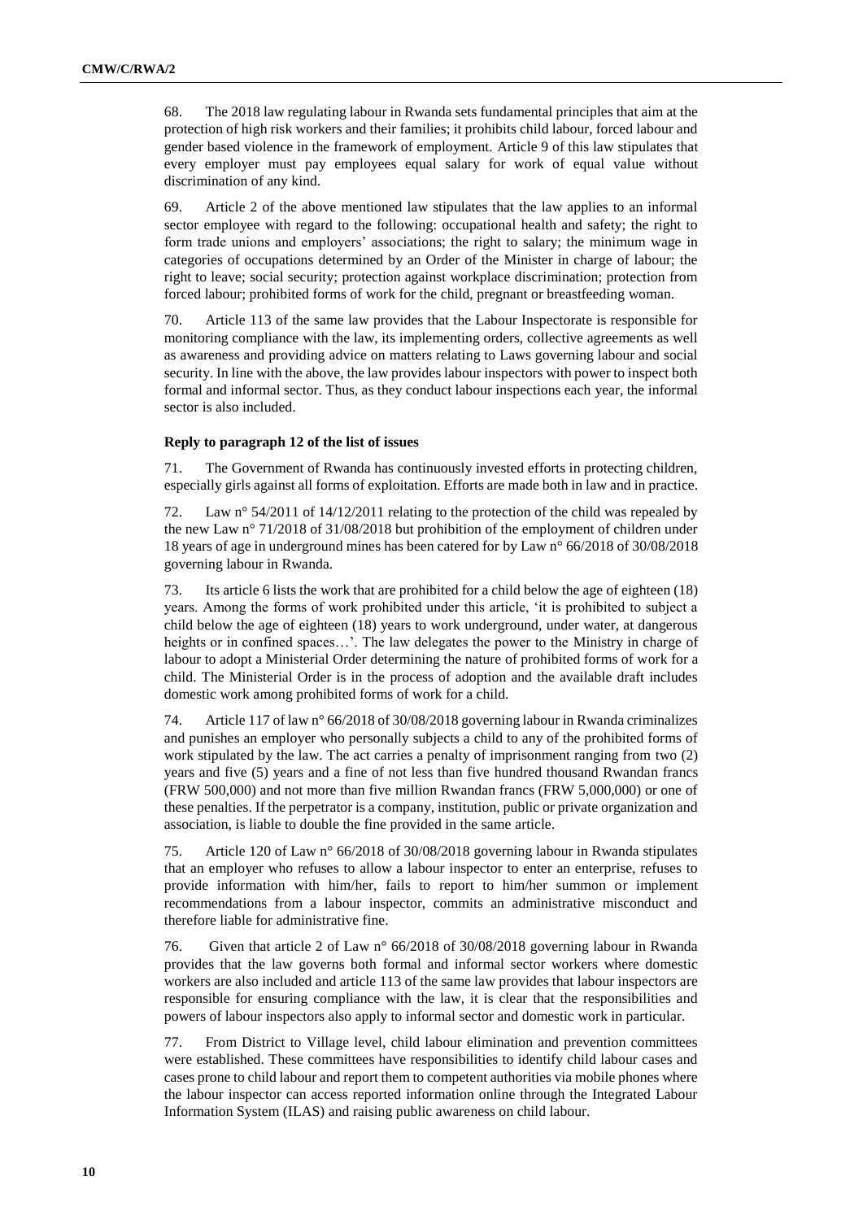68. The 2018 law regulating labour in Rwanda sets fundamental principles that aim at the protection of high risk workers and their families; it prohibits child labour, forced labour and gender based violence in the framework of employment. Article 9 of this law stipulates that every employer must pay employees equal salary for work of equal value without discrimination of any kind.

69. Article 2 of the above mentioned law stipulates that the law applies to an informal sector employee with regard to the following: occupational health and safety; the right to form trade unions and employers' associations; the right to salary; the minimum wage in categories of occupations determined by an Order of the Minister in charge of labour; the right to leave; social security; protection against workplace discrimination; protection from forced labour; prohibited forms of work for the child, pregnant or breastfeeding woman.

70. Article 113 of the same law provides that the Labour Inspectorate is responsible for monitoring compliance with the law, its implementing orders, collective agreements as well as awareness and providing advice on matters relating to Laws governing labour and social security. In line with the above, the law provides labour inspectors with power to inspect both formal and informal sector. Thus, as they conduct labour inspections each year, the informal sector is also included.

### Reply to paragraph 12 of the list of issues

71. The Government of Rwanda has continuously invested efforts in protecting children, especially girls against all forms of exploitation. Efforts are made both in law and in practice.

72. Law n° 54/2011 of 14/12/2011 relating to the protection of the child was repealed by the new Law n° 71/2018 of 31/08/2018 but prohibition of the employment of children under 18 years of age in underground mines has been catered for by Law n° 66/2018 of 30/08/2018 governing labour in Rwanda.

73. Its article 6 lists the work that are prohibited for a child below the age of eighteen (18) years. Among the forms of work prohibited under this article, 'it is prohibited to subject a child below the age of eighteen (18) years to work underground, under water, at dangerous heights or in confined spaces…'. The law delegates the power to the Ministry in charge of labour to adopt a Ministerial Order determining the nature of prohibited forms of work for a child. The Ministerial Order is in the process of adoption and the available draft includes domestic work among prohibited forms of work for a child.

74. Article 117 of law n° 66/2018 of 30/08/2018 governing labour in Rwanda criminalizes and punishes an employer who personally subjects a child to any of the prohibited forms of work stipulated by the law. The act carries a penalty of imprisonment ranging from two (2) years and five (5) years and a fine of not less than five hundred thousand Rwandan francs (FRW 500,000) and not more than five million Rwandan francs (FRW 5,000,000) or one of these penalties. If the perpetrator is a company, institution, public or private organization and association, is liable to double the fine provided in the same article.

75. Article 120 of Law n° 66/2018 of 30/08/2018 governing labour in Rwanda stipulates that an employer who refuses to allow a labour inspector to enter an enterprise, refuses to provide information with him/her, fails to report to him/her summon or implement recommendations from a labour inspector, commits an administrative misconduct and therefore liable for administrative fine.

76. Given that article 2 of Law n° 66/2018 of 30/08/2018 governing labour in Rwanda provides that the law governs both formal and informal sector workers where domestic workers are also included and article 113 of the same law provides that labour inspectors are responsible for ensuring compliance with the law, it is clear that the responsibilities and powers of labour inspectors also apply to informal sector and domestic work in particular.

77. From District to Village level, child labour elimination and prevention committees were established. These committees have responsibilities to identify child labour cases and cases prone to child labour and report them to competent authorities via mobile phones where the labour inspector can access reported information online through the Integrated Labour Information System (ILAS) and raising public awareness on child labour.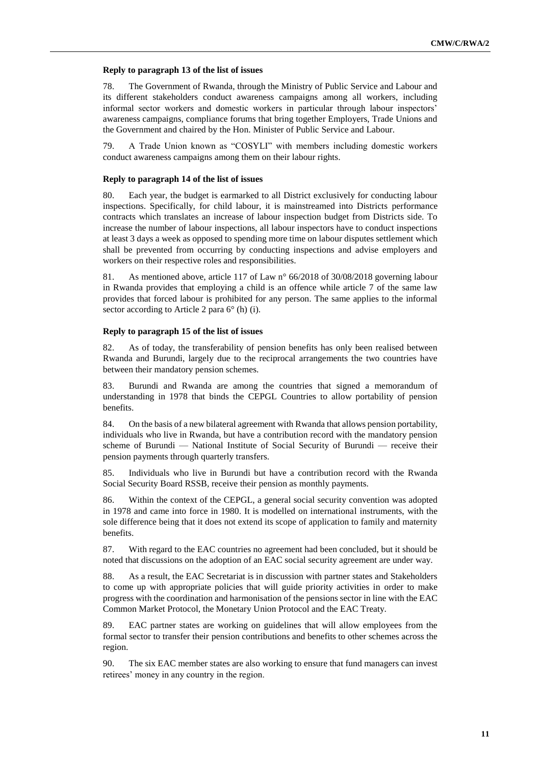**Reply to paragraph 13 of the list of issues**

78. The Government of Rwanda, through the Ministry of Public Service and Labour and its different stakeholders conduct awareness campaigns among all workers, including informal sector workers and domestic workers in particular through labour inspectors' awareness campaigns, compliance forums that bring together Employers, Trade Unions and the Government and chaired by the Hon. Minister of Public Service and Labour.

79. A Trade Union known as "COSYLI" with members including domestic workers conduct awareness campaigns among them on their labour rights.

**Reply to paragraph 14 of the list of issues**

80. Each year, the budget is earmarked to all District exclusively for conducting labour inspections. Specifically, for child labour, it is mainstreamed into Districts performance contracts which translates an increase of labour inspection budget from Districts side. To increase the number of labour inspections, all labour inspectors have to conduct inspections at least 3 days a week as opposed to spending more time on labour disputes settlement which shall be prevented from occurring by conducting inspections and advise employers and workers on their respective roles and responsibilities.

81. As mentioned above, article 117 of Law n° 66/2018 of 30/08/2018 governing labour in Rwanda provides that employing a child is an offence while article 7 of the same law provides that forced labour is prohibited for any person. The same applies to the informal sector according to Article 2 para 6° (h) (i).

**Reply to paragraph 15 of the list of issues**

82. As of today, the transferability of pension benefits has only been realised between Rwanda and Burundi, largely due to the reciprocal arrangements the two countries have between their mandatory pension schemes.

83. Burundi and Rwanda are among the countries that signed a memorandum of understanding in 1978 that binds the CEPGL Countries to allow portability of pension benefits.

84. On the basis of a new bilateral agreement with Rwanda that allows pension portability, individuals who live in Rwanda, but have a contribution record with the mandatory pension scheme of Burundi — National Institute of Social Security of Burundi — receive their pension payments through quarterly transfers.

85. Individuals who live in Burundi but have a contribution record with the Rwanda Social Security Board RSSB, receive their pension as monthly payments.

86. Within the context of the CEPGL, a general social security convention was adopted in 1978 and came into force in 1980. It is modelled on international instruments, with the sole difference being that it does not extend its scope of application to family and maternity benefits.

87. With regard to the EAC countries no agreement had been concluded, but it should be noted that discussions on the adoption of an EAC social security agreement are under way.

88. As a result, the EAC Secretariat is in discussion with partner states and Stakeholders to come up with appropriate policies that will guide priority activities in order to make progress with the coordination and harmonisation of the pensions sector in line with the EAC Common Market Protocol, the Monetary Union Protocol and the EAC Treaty.

89. EAC partner states are working on guidelines that will allow employees from the formal sector to transfer their pension contributions and benefits to other schemes across the region.

90. The six EAC member states are also working to ensure that fund managers can invest retirees' money in any country in the region.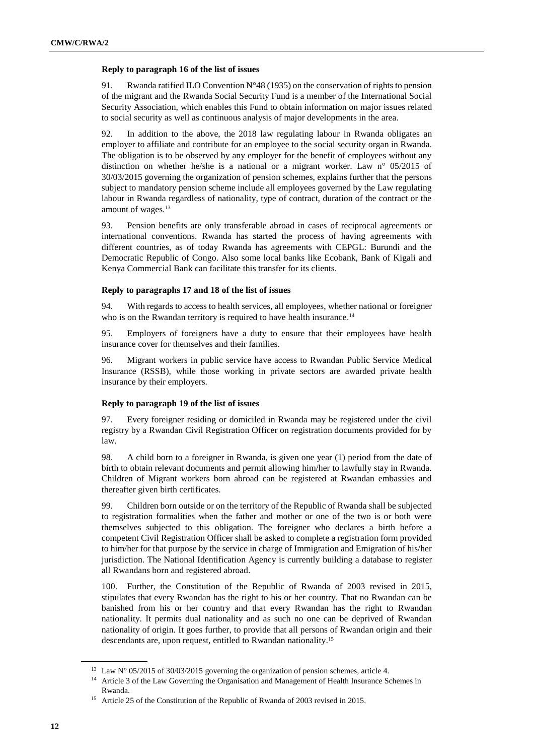### Reply to paragraph 16 of the list of issues

91. Rwanda ratified ILO Convention N°48 (1935) on the conservation of rights to pension of the migrant and the Rwanda Social Security Fund is a member of the International Social Security Association, which enables this Fund to obtain information on major issues related to social security as well as continuous analysis of major developments in the area.

92. In addition to the above, the 2018 law regulating labour in Rwanda obligates an employer to affiliate and contribute for an employee to the social security organ in Rwanda. The obligation is to be observed by any employer for the benefit of employees without any distinction on whether he/she is a national or a migrant worker. Law n° 05/2015 of 30/03/2015 governing the organization of pension schemes, explains further that the persons subject to mandatory pension scheme include all employees governed by the Law regulating labour in Rwanda regardless of nationality, type of contract, duration of the contract or the amount of wages.[13]

93. Pension benefits are only transferable abroad in cases of reciprocal agreements or international conventions. Rwanda has started the process of having agreements with different countries, as of today Rwanda has agreements with CEPGL: Burundi and the Democratic Republic of Congo. Also some local banks like Ecobank, Bank of Kigali and Kenya Commercial Bank can facilitate this transfer for its clients.

### Reply to paragraphs 17 and 18 of the list of issues

94. With regards to access to health services, all employees, whether national or foreigner who is on the Rwandan territory is required to have health insurance.[14]

95. Employers of foreigners have a duty to ensure that their employees have health insurance cover for themselves and their families.

96. Migrant workers in public service have access to Rwandan Public Service Medical Insurance (RSSB), while those working in private sectors are awarded private health insurance by their employers.

### Reply to paragraph 19 of the list of issues

97. Every foreigner residing or domiciled in Rwanda may be registered under the civil registry by a Rwandan Civil Registration Officer on registration documents provided for by law.

98. A child born to a foreigner in Rwanda, is given one year (1) period from the date of birth to obtain relevant documents and permit allowing him/her to lawfully stay in Rwanda. Children of Migrant workers born abroad can be registered at Rwandan embassies and thereafter given birth certificates.

99. Children born outside or on the territory of the Republic of Rwanda shall be subjected to registration formalities when the father and mother or one of the two is or both were themselves subjected to this obligation. The foreigner who declares a birth before a competent Civil Registration Officer shall be asked to complete a registration form provided to him/her for that purpose by the service in charge of Immigration and Emigration of his/her jurisdiction. The National Identification Agency is currently building a database to register all Rwandans born and registered abroad.

100. Further, the Constitution of the Republic of Rwanda of 2003 revised in 2015, stipulates that every Rwandan has the right to his or her country. That no Rwandan can be banished from his or her country and that every Rwandan has the right to Rwandan nationality. It permits dual nationality and as such no one can be deprived of Rwandan nationality of origin. It goes further, to provide that all persons of Rwandan origin and their descendants are, upon request, entitled to Rwandan nationality.[15]

---

[13] Law N° 05/2015 of 30/03/2015 governing the organization of pension schemes, article 4.

[14] Article 3 of the Law Governing the Organisation and Management of Health Insurance Schemes in Rwanda.

[15] Article 25 of the Constitution of the Republic of Rwanda of 2003 revised in 2015.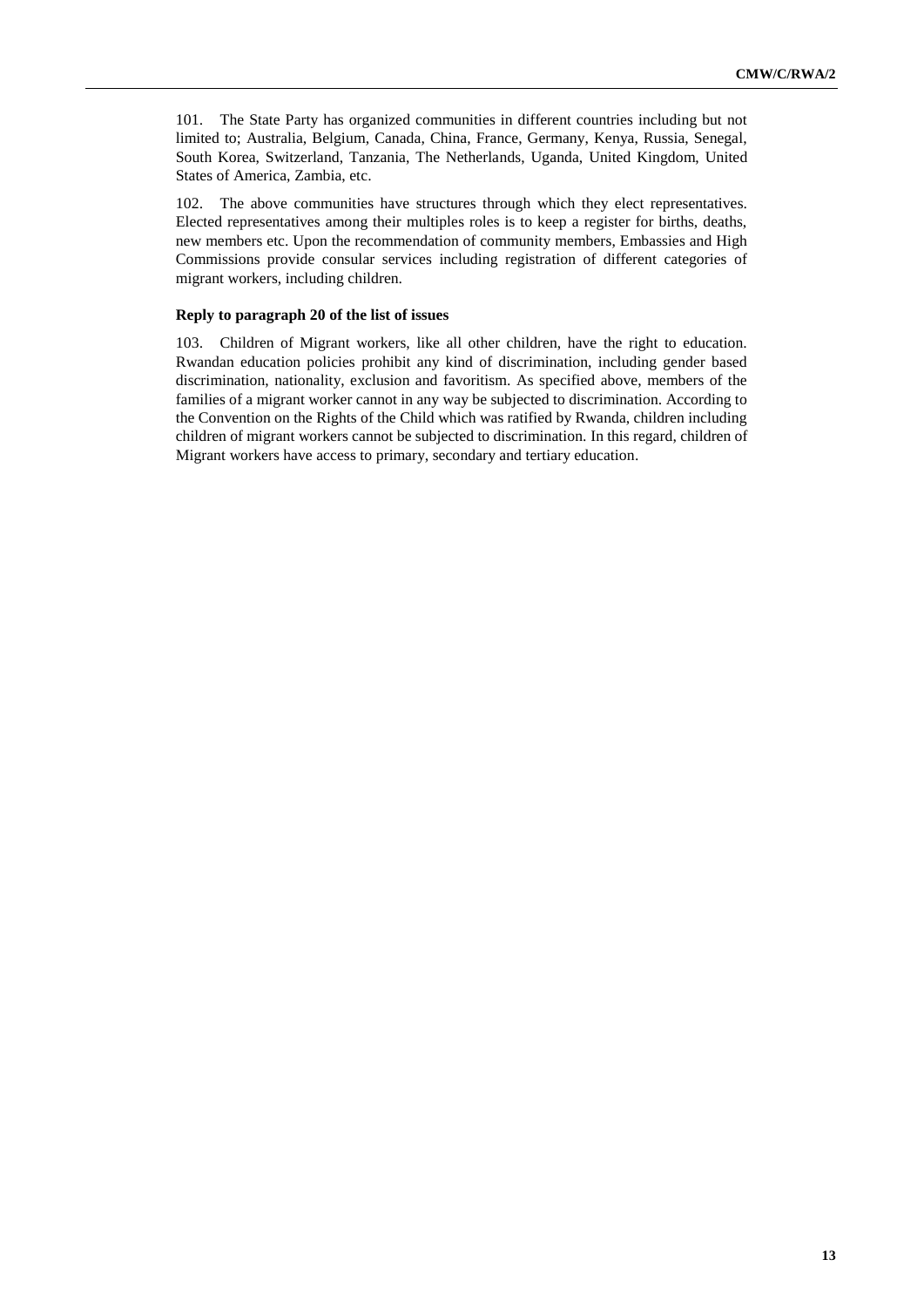101. The State Party has organized communities in different countries including but not limited to; Australia, Belgium, Canada, China, France, Germany, Kenya, Russia, Senegal, South Korea, Switzerland, Tanzania, The Netherlands, Uganda, United Kingdom, United States of America, Zambia, etc.

102. The above communities have structures through which they elect representatives. Elected representatives among their multiples roles is to keep a register for births, deaths, new members etc. Upon the recommendation of community members, Embassies and High Commissions provide consular services including registration of different categories of migrant workers, including children.

**Reply to paragraph 20 of the list of issues**

103. Children of Migrant workers, like all other children, have the right to education. Rwandan education policies prohibit any kind of discrimination, including gender based discrimination, nationality, exclusion and favoritism. As specified above, members of the families of a migrant worker cannot in any way be subjected to discrimination. According to the Convention on the Rights of the Child which was ratified by Rwanda, children including children of migrant workers cannot be subjected to discrimination. In this regard, children of Migrant workers have access to primary, secondary and tertiary education.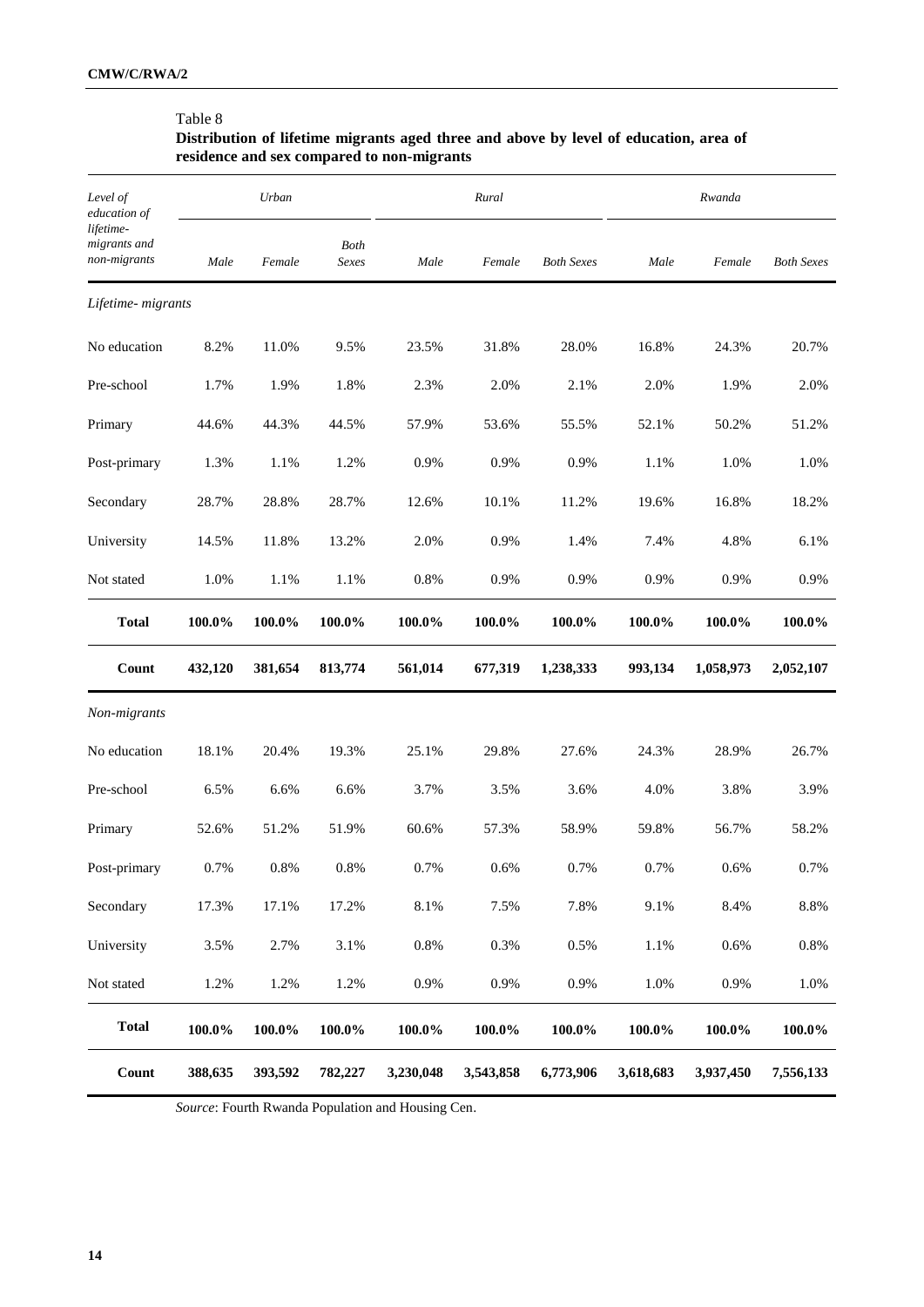Table 8

**Distribution of lifetime migrants aged three and above by level of education, area of residence and sex compared to non-migrants**

| *Level of education of lifetime-migrants and non-migrants* | *Urban* | | | *Rural* | | | *Rwanda* | | |
|---|---|---|---|---|---|---|---|---|---|
| | *Male* | *Female* | *Both Sexes* | *Male* | *Female* | *Both Sexes* | *Male* | *Female* | *Both Sexes* |
| *Lifetime- migrants* | | | | | | | | | |
| No education | 8.2% | 11.0% | 9.5% | 23.5% | 31.8% | 28.0% | 16.8% | 24.3% | 20.7% |
| Pre-school | 1.7% | 1.9% | 1.8% | 2.3% | 2.0% | 2.1% | 2.0% | 1.9% | 2.0% |
| Primary | 44.6% | 44.3% | 44.5% | 57.9% | 53.6% | 55.5% | 52.1% | 50.2% | 51.2% |
| Post-primary | 1.3% | 1.1% | 1.2% | 0.9% | 0.9% | 0.9% | 1.1% | 1.0% | 1.0% |
| Secondary | 28.7% | 28.8% | 28.7% | 12.6% | 10.1% | 11.2% | 19.6% | 16.8% | 18.2% |
| University | 14.5% | 11.8% | 13.2% | 2.0% | 0.9% | 1.4% | 7.4% | 4.8% | 6.1% |
| Not stated | 1.0% | 1.1% | 1.1% | 0.8% | 0.9% | 0.9% | 0.9% | 0.9% | 0.9% |
| **Total** | **100.0%** | **100.0%** | **100.0%** | **100.0%** | **100.0%** | **100.0%** | **100.0%** | **100.0%** | **100.0%** |
| **Count** | **432,120** | **381,654** | **813,774** | **561,014** | **677,319** | **1,238,333** | **993,134** | **1,058,973** | **2,052,107** |
| *Non-migrants* | | | | | | | | | |
| No education | 18.1% | 20.4% | 19.3% | 25.1% | 29.8% | 27.6% | 24.3% | 28.9% | 26.7% |
| Pre-school | 6.5% | 6.6% | 6.6% | 3.7% | 3.5% | 3.6% | 4.0% | 3.8% | 3.9% |
| Primary | 52.6% | 51.2% | 51.9% | 60.6% | 57.3% | 58.9% | 59.8% | 56.7% | 58.2% |
| Post-primary | 0.7% | 0.8% | 0.8% | 0.7% | 0.6% | 0.7% | 0.7% | 0.6% | 0.7% |
| Secondary | 17.3% | 17.1% | 17.2% | 8.1% | 7.5% | 7.8% | 9.1% | 8.4% | 8.8% |
| University | 3.5% | 2.7% | 3.1% | 0.8% | 0.3% | 0.5% | 1.1% | 0.6% | 0.8% |
| Not stated | 1.2% | 1.2% | 1.2% | 0.9% | 0.9% | 0.9% | 1.0% | 0.9% | 1.0% |
| **Total** | **100.0%** | **100.0%** | **100.0%** | **100.0%** | **100.0%** | **100.0%** | **100.0%** | **100.0%** | **100.0%** |
| **Count** | **388,635** | **393,592** | **782,227** | **3,230,048** | **3,543,858** | **6,773,906** | **3,618,683** | **3,937,450** | **7,556,133** |

*Source*: Fourth Rwanda Population and Housing Cen.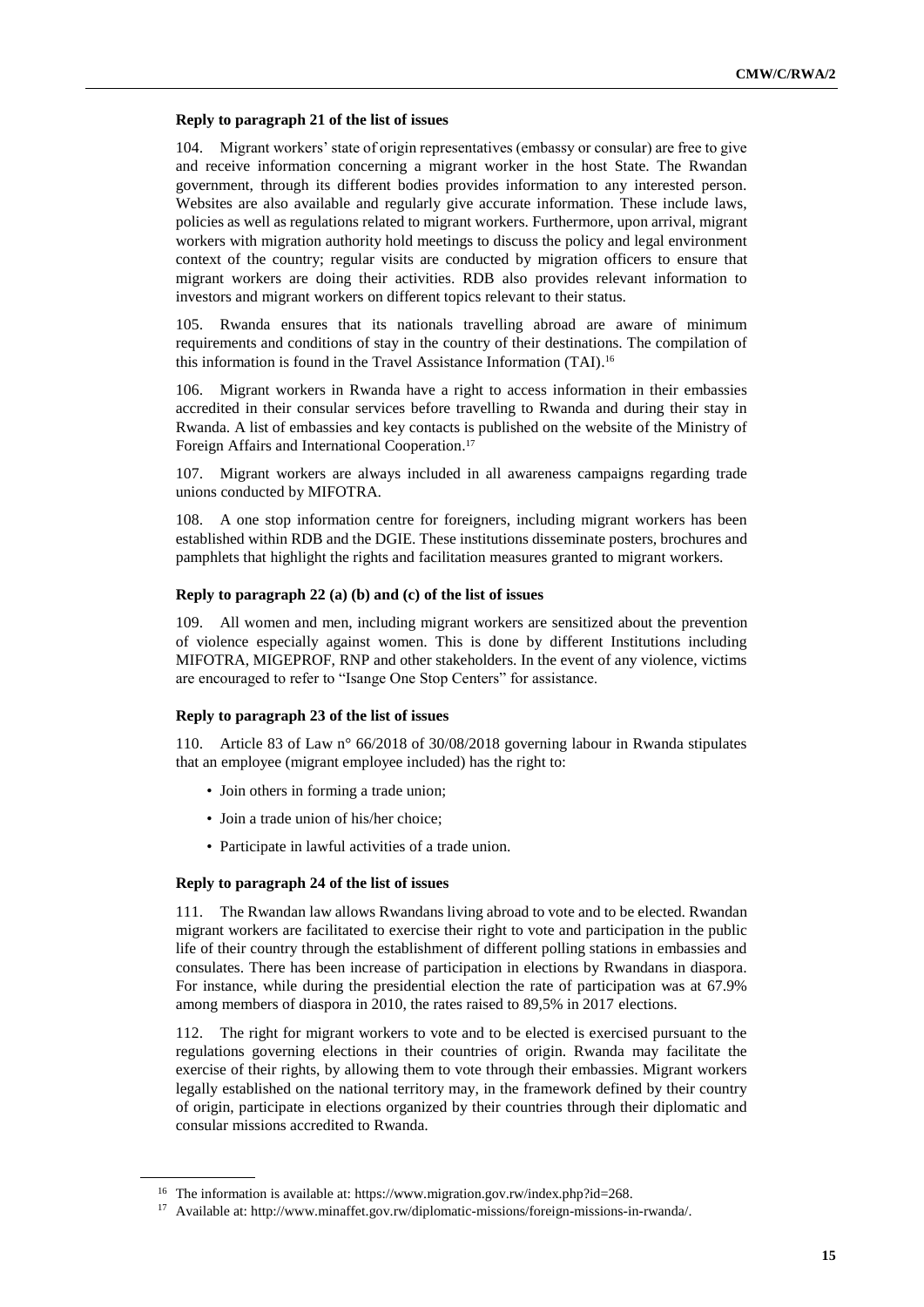#### Reply to paragraph 21 of the list of issues

104. Migrant workers' state of origin representatives (embassy or consular) are free to give and receive information concerning a migrant worker in the host State. The Rwandan government, through its different bodies provides information to any interested person. Websites are also available and regularly give accurate information. These include laws, policies as well as regulations related to migrant workers. Furthermore, upon arrival, migrant workers with migration authority hold meetings to discuss the policy and legal environment context of the country; regular visits are conducted by migration officers to ensure that migrant workers are doing their activities. RDB also provides relevant information to investors and migrant workers on different topics relevant to their status.

105. Rwanda ensures that its nationals travelling abroad are aware of minimum requirements and conditions of stay in the country of their destinations. The compilation of this information is found in the Travel Assistance Information (TAI).[16]

106. Migrant workers in Rwanda have a right to access information in their embassies accredited in their consular services before travelling to Rwanda and during their stay in Rwanda. A list of embassies and key contacts is published on the website of the Ministry of Foreign Affairs and International Cooperation.[17]

107. Migrant workers are always included in all awareness campaigns regarding trade unions conducted by MIFOTRA.

108. A one stop information centre for foreigners, including migrant workers has been established within RDB and the DGIE. These institutions disseminate posters, brochures and pamphlets that highlight the rights and facilitation measures granted to migrant workers.

#### Reply to paragraph 22 (a) (b) and (c) of the list of issues

109. All women and men, including migrant workers are sensitized about the prevention of violence especially against women. This is done by different Institutions including MIFOTRA, MIGEPROF, RNP and other stakeholders. In the event of any violence, victims are encouraged to refer to "Isange One Stop Centers" for assistance.

#### Reply to paragraph 23 of the list of issues

110. Article 83 of Law n° 66/2018 of 30/08/2018 governing labour in Rwanda stipulates that an employee (migrant employee included) has the right to:

- Join others in forming a trade union;
- Join a trade union of his/her choice;
- Participate in lawful activities of a trade union.

#### Reply to paragraph 24 of the list of issues

111. The Rwandan law allows Rwandans living abroad to vote and to be elected. Rwandan migrant workers are facilitated to exercise their right to vote and participation in the public life of their country through the establishment of different polling stations in embassies and consulates. There has been increase of participation in elections by Rwandans in diaspora. For instance, while during the presidential election the rate of participation was at 67.9% among members of diaspora in 2010, the rates raised to 89,5% in 2017 elections.

112. The right for migrant workers to vote and to be elected is exercised pursuant to the regulations governing elections in their countries of origin. Rwanda may facilitate the exercise of their rights, by allowing them to vote through their embassies. Migrant workers legally established on the national territory may, in the framework defined by their country of origin, participate in elections organized by their countries through their diplomatic and consular missions accredited to Rwanda.

---

[16] The information is available at: https://www.migration.gov.rw/index.php?id=268.

[17] Available at: http://www.minaffet.gov.rw/diplomatic-missions/foreign-missions-in-rwanda/.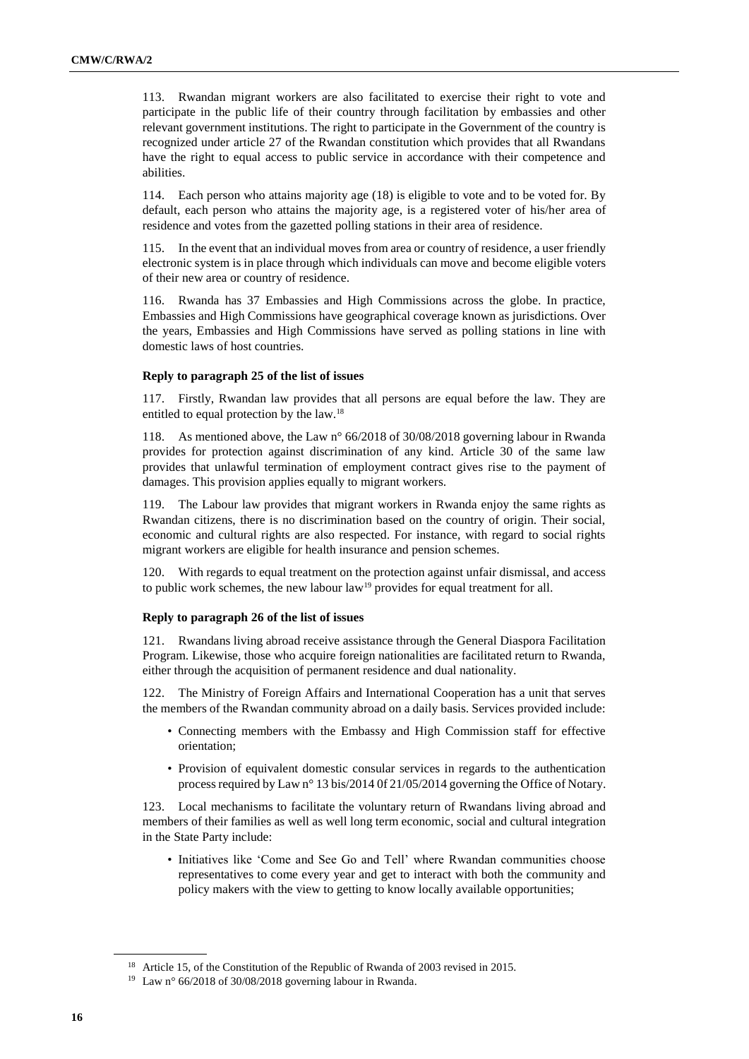113. Rwandan migrant workers are also facilitated to exercise their right to vote and participate in the public life of their country through facilitation by embassies and other relevant government institutions. The right to participate in the Government of the country is recognized under article 27 of the Rwandan constitution which provides that all Rwandans have the right to equal access to public service in accordance with their competence and abilities.

114. Each person who attains majority age (18) is eligible to vote and to be voted for. By default, each person who attains the majority age, is a registered voter of his/her area of residence and votes from the gazetted polling stations in their area of residence.

115. In the event that an individual moves from area or country of residence, a user friendly electronic system is in place through which individuals can move and become eligible voters of their new area or country of residence.

116. Rwanda has 37 Embassies and High Commissions across the globe. In practice, Embassies and High Commissions have geographical coverage known as jurisdictions. Over the years, Embassies and High Commissions have served as polling stations in line with domestic laws of host countries.

**Reply to paragraph 25 of the list of issues**

117. Firstly, Rwandan law provides that all persons are equal before the law. They are entitled to equal protection by the law.[18]

118. As mentioned above, the Law n° 66/2018 of 30/08/2018 governing labour in Rwanda provides for protection against discrimination of any kind. Article 30 of the same law provides that unlawful termination of employment contract gives rise to the payment of damages. This provision applies equally to migrant workers.

119. The Labour law provides that migrant workers in Rwanda enjoy the same rights as Rwandan citizens, there is no discrimination based on the country of origin. Their social, economic and cultural rights are also respected. For instance, with regard to social rights migrant workers are eligible for health insurance and pension schemes.

120. With regards to equal treatment on the protection against unfair dismissal, and access to public work schemes, the new labour law[19] provides for equal treatment for all.

**Reply to paragraph 26 of the list of issues**

121. Rwandans living abroad receive assistance through the General Diaspora Facilitation Program. Likewise, those who acquire foreign nationalities are facilitated return to Rwanda, either through the acquisition of permanent residence and dual nationality.

122. The Ministry of Foreign Affairs and International Cooperation has a unit that serves the members of the Rwandan community abroad on a daily basis. Services provided include:

- Connecting members with the Embassy and High Commission staff for effective orientation;
- Provision of equivalent domestic consular services in regards to the authentication process required by Law n° 13 bis/2014 0f 21/05/2014 governing the Office of Notary.

123. Local mechanisms to facilitate the voluntary return of Rwandans living abroad and members of their families as well as well long term economic, social and cultural integration in the State Party include:

- Initiatives like 'Come and See Go and Tell' where Rwandan communities choose representatives to come every year and get to interact with both the community and policy makers with the view to getting to know locally available opportunities;

[18] Article 15, of the Constitution of the Republic of Rwanda of 2003 revised in 2015.

[19] Law n° 66/2018 of 30/08/2018 governing labour in Rwanda.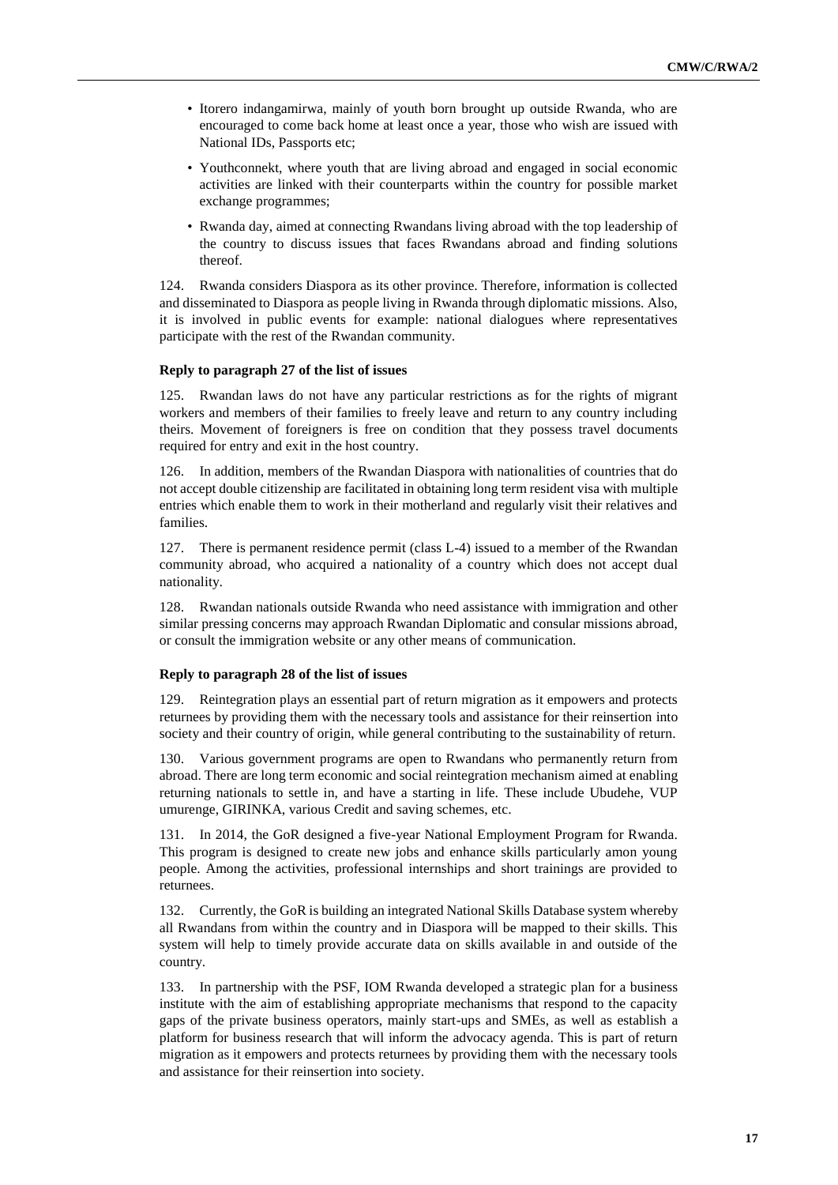- Itorero indangamirwa, mainly of youth born brought up outside Rwanda, who are encouraged to come back home at least once a year, those who wish are issued with National IDs, Passports etc;
- Youthconnekt, where youth that are living abroad and engaged in social economic activities are linked with their counterparts within the country for possible market exchange programmes;
- Rwanda day, aimed at connecting Rwandans living abroad with the top leadership of the country to discuss issues that faces Rwandans abroad and finding solutions thereof.

124. Rwanda considers Diaspora as its other province. Therefore, information is collected and disseminated to Diaspora as people living in Rwanda through diplomatic missions. Also, it is involved in public events for example: national dialogues where representatives participate with the rest of the Rwandan community.

**Reply to paragraph 27 of the list of issues**

125. Rwandan laws do not have any particular restrictions as for the rights of migrant workers and members of their families to freely leave and return to any country including theirs. Movement of foreigners is free on condition that they possess travel documents required for entry and exit in the host country.

126. In addition, members of the Rwandan Diaspora with nationalities of countries that do not accept double citizenship are facilitated in obtaining long term resident visa with multiple entries which enable them to work in their motherland and regularly visit their relatives and families.

127. There is permanent residence permit (class L-4) issued to a member of the Rwandan community abroad, who acquired a nationality of a country which does not accept dual nationality.

128. Rwandan nationals outside Rwanda who need assistance with immigration and other similar pressing concerns may approach Rwandan Diplomatic and consular missions abroad, or consult the immigration website or any other means of communication.

**Reply to paragraph 28 of the list of issues**

129. Reintegration plays an essential part of return migration as it empowers and protects returnees by providing them with the necessary tools and assistance for their reinsertion into society and their country of origin, while general contributing to the sustainability of return.

130. Various government programs are open to Rwandans who permanently return from abroad. There are long term economic and social reintegration mechanism aimed at enabling returning nationals to settle in, and have a starting in life. These include Ubudehe, VUP umurenge, GIRINKA, various Credit and saving schemes, etc.

131. In 2014, the GoR designed a five-year National Employment Program for Rwanda. This program is designed to create new jobs and enhance skills particularly amon young people. Among the activities, professional internships and short trainings are provided to returnees.

132. Currently, the GoR is building an integrated National Skills Database system whereby all Rwandans from within the country and in Diaspora will be mapped to their skills. This system will help to timely provide accurate data on skills available in and outside of the country.

133. In partnership with the PSF, IOM Rwanda developed a strategic plan for a business institute with the aim of establishing appropriate mechanisms that respond to the capacity gaps of the private business operators, mainly start-ups and SMEs, as well as establish a platform for business research that will inform the advocacy agenda. This is part of return migration as it empowers and protects returnees by providing them with the necessary tools and assistance for their reinsertion into society.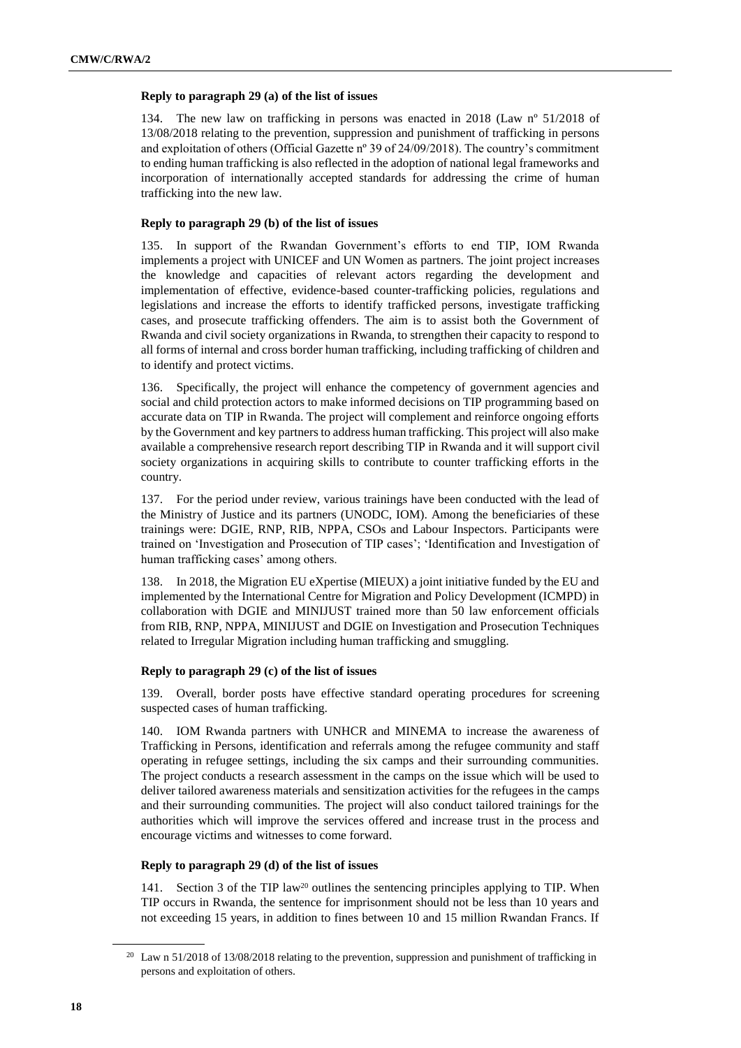#### Reply to paragraph 29 (a) of the list of issues

134. The new law on trafficking in persons was enacted in 2018 (Law nº 51/2018 of 13/08/2018 relating to the prevention, suppression and punishment of trafficking in persons and exploitation of others (Official Gazette nº 39 of 24/09/2018). The country's commitment to ending human trafficking is also reflected in the adoption of national legal frameworks and incorporation of internationally accepted standards for addressing the crime of human trafficking into the new law.

#### Reply to paragraph 29 (b) of the list of issues

135. In support of the Rwandan Government's efforts to end TIP, IOM Rwanda implements a project with UNICEF and UN Women as partners. The joint project increases the knowledge and capacities of relevant actors regarding the development and implementation of effective, evidence-based counter-trafficking policies, regulations and legislations and increase the efforts to identify trafficked persons, investigate trafficking cases, and prosecute trafficking offenders. The aim is to assist both the Government of Rwanda and civil society organizations in Rwanda, to strengthen their capacity to respond to all forms of internal and cross border human trafficking, including trafficking of children and to identify and protect victims.

136. Specifically, the project will enhance the competency of government agencies and social and child protection actors to make informed decisions on TIP programming based on accurate data on TIP in Rwanda. The project will complement and reinforce ongoing efforts by the Government and key partners to address human trafficking. This project will also make available a comprehensive research report describing TIP in Rwanda and it will support civil society organizations in acquiring skills to contribute to counter trafficking efforts in the country.

137. For the period under review, various trainings have been conducted with the lead of the Ministry of Justice and its partners (UNODC, IOM). Among the beneficiaries of these trainings were: DGIE, RNP, RIB, NPPA, CSOs and Labour Inspectors. Participants were trained on 'Investigation and Prosecution of TIP cases'; 'Identification and Investigation of human trafficking cases' among others.

138. In 2018, the Migration EU eXpertise (MIEUX) a joint initiative funded by the EU and implemented by the International Centre for Migration and Policy Development (ICMPD) in collaboration with DGIE and MINIJUST trained more than 50 law enforcement officials from RIB, RNP, NPPA, MINIJUST and DGIE on Investigation and Prosecution Techniques related to Irregular Migration including human trafficking and smuggling.

#### Reply to paragraph 29 (c) of the list of issues

139. Overall, border posts have effective standard operating procedures for screening suspected cases of human trafficking.

140. IOM Rwanda partners with UNHCR and MINEMA to increase the awareness of Trafficking in Persons, identification and referrals among the refugee community and staff operating in refugee settings, including the six camps and their surrounding communities. The project conducts a research assessment in the camps on the issue which will be used to deliver tailored awareness materials and sensitization activities for the refugees in the camps and their surrounding communities. The project will also conduct tailored trainings for the authorities which will improve the services offered and increase trust in the process and encourage victims and witnesses to come forward.

#### Reply to paragraph 29 (d) of the list of issues

141. Section 3 of the TIP law[20] outlines the sentencing principles applying to TIP. When TIP occurs in Rwanda, the sentence for imprisonment should not be less than 10 years and not exceeding 15 years, in addition to fines between 10 and 15 million Rwandan Francs. If

---

[20] Law n 51/2018 of 13/08/2018 relating to the prevention, suppression and punishment of trafficking in persons and exploitation of others.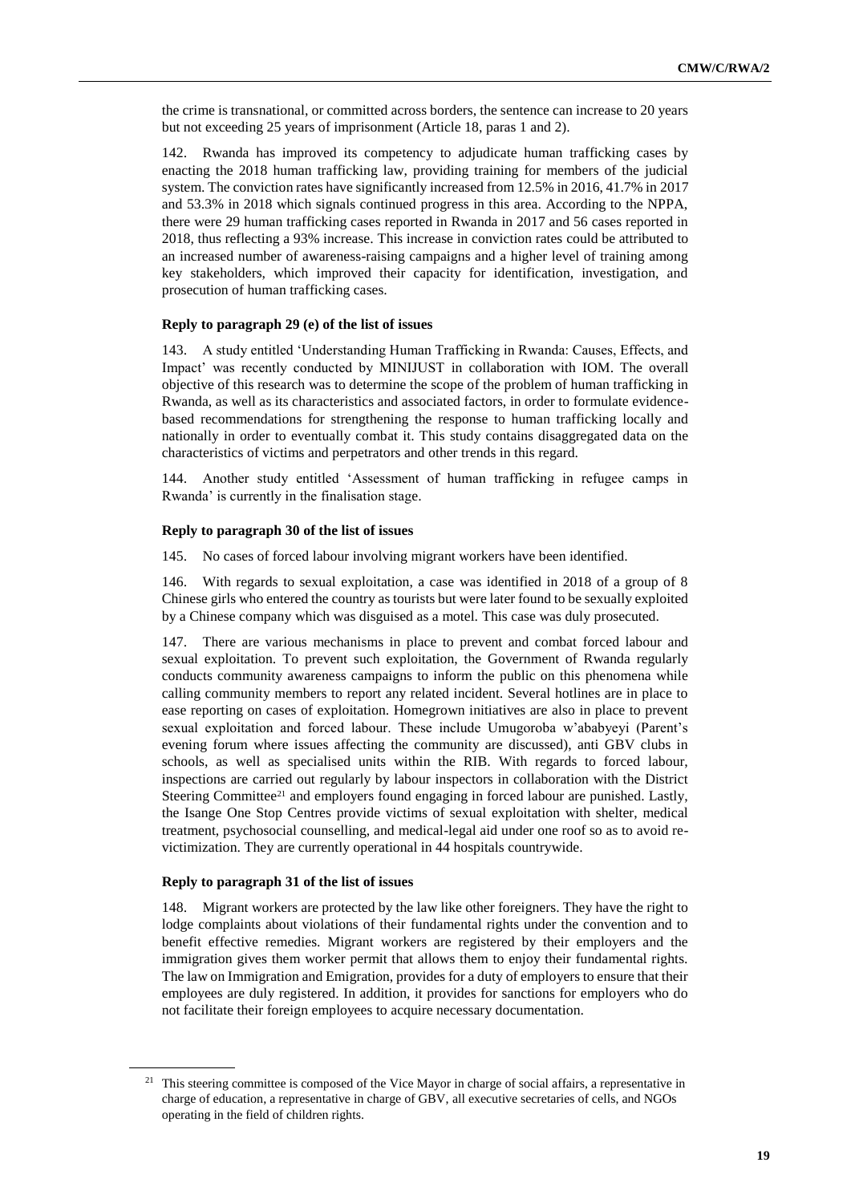the crime is transnational, or committed across borders, the sentence can increase to 20 years but not exceeding 25 years of imprisonment (Article 18, paras 1 and 2).

142. Rwanda has improved its competency to adjudicate human trafficking cases by enacting the 2018 human trafficking law, providing training for members of the judicial system. The conviction rates have significantly increased from 12.5% in 2016, 41.7% in 2017 and 53.3% in 2018 which signals continued progress in this area. According to the NPPA, there were 29 human trafficking cases reported in Rwanda in 2017 and 56 cases reported in 2018, thus reflecting a 93% increase. This increase in conviction rates could be attributed to an increased number of awareness-raising campaigns and a higher level of training among key stakeholders, which improved their capacity for identification, investigation, and prosecution of human trafficking cases.

#### Reply to paragraph 29 (e) of the list of issues

143. A study entitled 'Understanding Human Trafficking in Rwanda: Causes, Effects, and Impact' was recently conducted by MINIJUST in collaboration with IOM. The overall objective of this research was to determine the scope of the problem of human trafficking in Rwanda, as well as its characteristics and associated factors, in order to formulate evidence-based recommendations for strengthening the response to human trafficking locally and nationally in order to eventually combat it. This study contains disaggregated data on the characteristics of victims and perpetrators and other trends in this regard.

144. Another study entitled 'Assessment of human trafficking in refugee camps in Rwanda' is currently in the finalisation stage.

#### Reply to paragraph 30 of the list of issues

145. No cases of forced labour involving migrant workers have been identified.

146. With regards to sexual exploitation, a case was identified in 2018 of a group of 8 Chinese girls who entered the country as tourists but were later found to be sexually exploited by a Chinese company which was disguised as a motel. This case was duly prosecuted.

147. There are various mechanisms in place to prevent and combat forced labour and sexual exploitation. To prevent such exploitation, the Government of Rwanda regularly conducts community awareness campaigns to inform the public on this phenomena while calling community members to report any related incident. Several hotlines are in place to ease reporting on cases of exploitation. Homegrown initiatives are also in place to prevent sexual exploitation and forced labour. These include Umugoroba w'ababyeyi (Parent's evening forum where issues affecting the community are discussed), anti GBV clubs in schools, as well as specialised units within the RIB. With regards to forced labour, inspections are carried out regularly by labour inspectors in collaboration with the District Steering Committee[21] and employers found engaging in forced labour are punished. Lastly, the Isange One Stop Centres provide victims of sexual exploitation with shelter, medical treatment, psychosocial counselling, and medical-legal aid under one roof so as to avoid re-victimization. They are currently operational in 44 hospitals countrywide.

#### Reply to paragraph 31 of the list of issues

148. Migrant workers are protected by the law like other foreigners. They have the right to lodge complaints about violations of their fundamental rights under the convention and to benefit effective remedies. Migrant workers are registered by their employers and the immigration gives them worker permit that allows them to enjoy their fundamental rights. The law on Immigration and Emigration, provides for a duty of employers to ensure that their employees are duly registered. In addition, it provides for sanctions for employers who do not facilitate their foreign employees to acquire necessary documentation.

[21] This steering committee is composed of the Vice Mayor in charge of social affairs, a representative in charge of education, a representative in charge of GBV, all executive secretaries of cells, and NGOs operating in the field of children rights.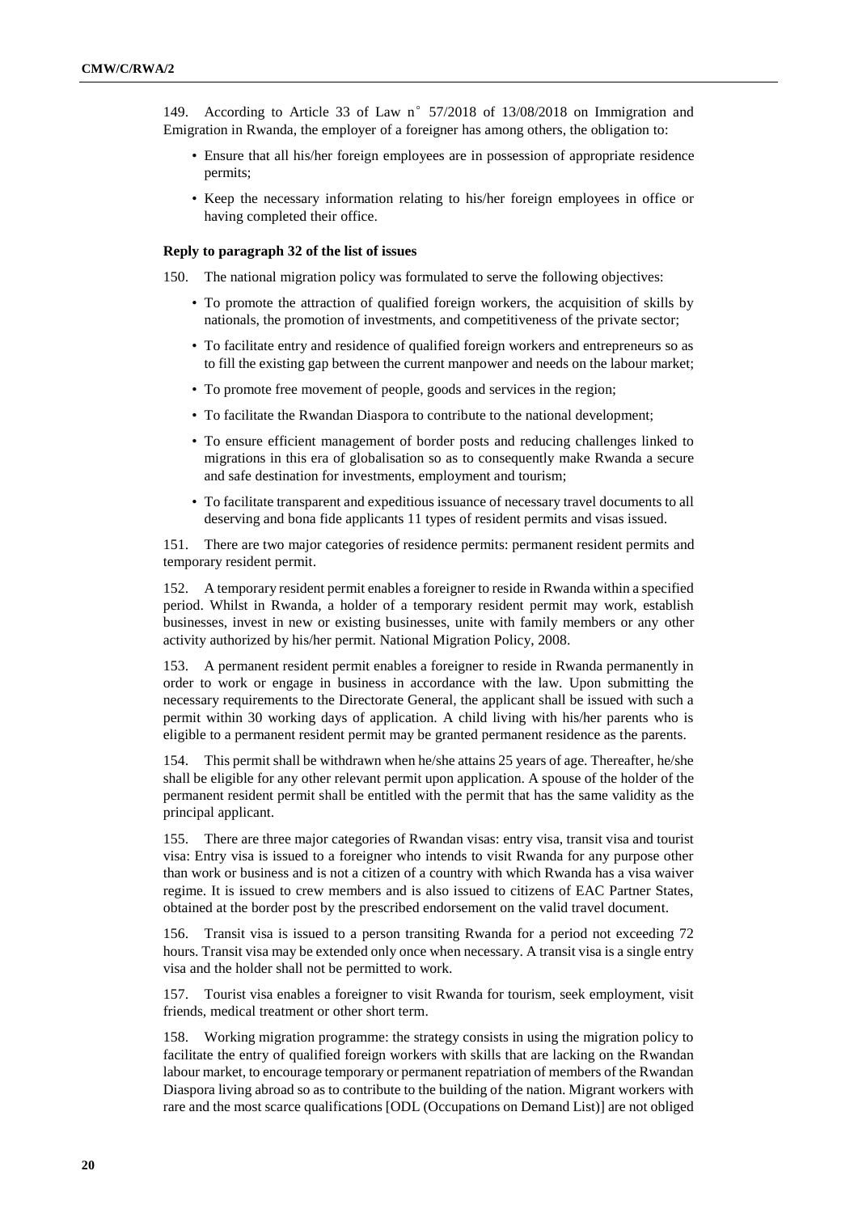149. According to Article 33 of Law n° 57/2018 of 13/08/2018 on Immigration and Emigration in Rwanda, the employer of a foreigner has among others, the obligation to:

- Ensure that all his/her foreign employees are in possession of appropriate residence permits;
- Keep the necessary information relating to his/her foreign employees in office or having completed their office.

**Reply to paragraph 32 of the list of issues**

150. The national migration policy was formulated to serve the following objectives:

- To promote the attraction of qualified foreign workers, the acquisition of skills by nationals, the promotion of investments, and competitiveness of the private sector;
- To facilitate entry and residence of qualified foreign workers and entrepreneurs so as to fill the existing gap between the current manpower and needs on the labour market;
- To promote free movement of people, goods and services in the region;
- To facilitate the Rwandan Diaspora to contribute to the national development;
- To ensure efficient management of border posts and reducing challenges linked to migrations in this era of globalisation so as to consequently make Rwanda a secure and safe destination for investments, employment and tourism;
- To facilitate transparent and expeditious issuance of necessary travel documents to all deserving and bona fide applicants 11 types of resident permits and visas issued.

151. There are two major categories of residence permits: permanent resident permits and temporary resident permit.

152. A temporary resident permit enables a foreigner to reside in Rwanda within a specified period. Whilst in Rwanda, a holder of a temporary resident permit may work, establish businesses, invest in new or existing businesses, unite with family members or any other activity authorized by his/her permit. National Migration Policy, 2008.

153. A permanent resident permit enables a foreigner to reside in Rwanda permanently in order to work or engage in business in accordance with the law. Upon submitting the necessary requirements to the Directorate General, the applicant shall be issued with such a permit within 30 working days of application. A child living with his/her parents who is eligible to a permanent resident permit may be granted permanent residence as the parents.

154. This permit shall be withdrawn when he/she attains 25 years of age. Thereafter, he/she shall be eligible for any other relevant permit upon application. A spouse of the holder of the permanent resident permit shall be entitled with the permit that has the same validity as the principal applicant.

155. There are three major categories of Rwandan visas: entry visa, transit visa and tourist visa: Entry visa is issued to a foreigner who intends to visit Rwanda for any purpose other than work or business and is not a citizen of a country with which Rwanda has a visa waiver regime. It is issued to crew members and is also issued to citizens of EAC Partner States, obtained at the border post by the prescribed endorsement on the valid travel document.

156. Transit visa is issued to a person transiting Rwanda for a period not exceeding 72 hours. Transit visa may be extended only once when necessary. A transit visa is a single entry visa and the holder shall not be permitted to work.

157. Tourist visa enables a foreigner to visit Rwanda for tourism, seek employment, visit friends, medical treatment or other short term.

158. Working migration programme: the strategy consists in using the migration policy to facilitate the entry of qualified foreign workers with skills that are lacking on the Rwandan labour market, to encourage temporary or permanent repatriation of members of the Rwandan Diaspora living abroad so as to contribute to the building of the nation. Migrant workers with rare and the most scarce qualifications [ODL (Occupations on Demand List)] are not obliged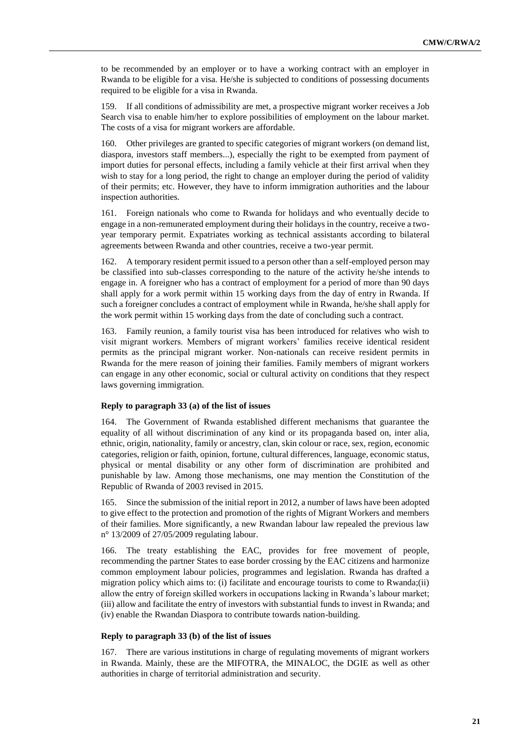to be recommended by an employer or to have a working contract with an employer in Rwanda to be eligible for a visa. He/she is subjected to conditions of possessing documents required to be eligible for a visa in Rwanda.

159. If all conditions of admissibility are met, a prospective migrant worker receives a Job Search visa to enable him/her to explore possibilities of employment on the labour market. The costs of a visa for migrant workers are affordable.

160. Other privileges are granted to specific categories of migrant workers (on demand list, diaspora, investors staff members...), especially the right to be exempted from payment of import duties for personal effects, including a family vehicle at their first arrival when they wish to stay for a long period, the right to change an employer during the period of validity of their permits; etc. However, they have to inform immigration authorities and the labour inspection authorities.

161. Foreign nationals who come to Rwanda for holidays and who eventually decide to engage in a non-remunerated employment during their holidays in the country, receive a two-year temporary permit. Expatriates working as technical assistants according to bilateral agreements between Rwanda and other countries, receive a two-year permit.

162. A temporary resident permit issued to a person other than a self-employed person may be classified into sub-classes corresponding to the nature of the activity he/she intends to engage in. A foreigner who has a contract of employment for a period of more than 90 days shall apply for a work permit within 15 working days from the day of entry in Rwanda. If such a foreigner concludes a contract of employment while in Rwanda, he/she shall apply for the work permit within 15 working days from the date of concluding such a contract.

163. Family reunion, a family tourist visa has been introduced for relatives who wish to visit migrant workers. Members of migrant workers' families receive identical resident permits as the principal migrant worker. Non-nationals can receive resident permits in Rwanda for the mere reason of joining their families. Family members of migrant workers can engage in any other economic, social or cultural activity on conditions that they respect laws governing immigration.

#### Reply to paragraph 33 (a) of the list of issues

164. The Government of Rwanda established different mechanisms that guarantee the equality of all without discrimination of any kind or its propaganda based on, inter alia, ethnic, origin, nationality, family or ancestry, clan, skin colour or race, sex, region, economic categories, religion or faith, opinion, fortune, cultural differences, language, economic status, physical or mental disability or any other form of discrimination are prohibited and punishable by law. Among those mechanisms, one may mention the Constitution of the Republic of Rwanda of 2003 revised in 2015.

165. Since the submission of the initial report in 2012, a number of laws have been adopted to give effect to the protection and promotion of the rights of Migrant Workers and members of their families. More significantly, a new Rwandan labour law repealed the previous law n° 13/2009 of 27/05/2009 regulating labour.

166. The treaty establishing the EAC, provides for free movement of people, recommending the partner States to ease border crossing by the EAC citizens and harmonize common employment labour policies, programmes and legislation. Rwanda has drafted a migration policy which aims to: (i) facilitate and encourage tourists to come to Rwanda;(ii) allow the entry of foreign skilled workers in occupations lacking in Rwanda's labour market; (iii) allow and facilitate the entry of investors with substantial funds to invest in Rwanda; and (iv) enable the Rwandan Diaspora to contribute towards nation-building.

#### Reply to paragraph 33 (b) of the list of issues

167. There are various institutions in charge of regulating movements of migrant workers in Rwanda. Mainly, these are the MIFOTRA, the MINALOC, the DGIE as well as other authorities in charge of territorial administration and security.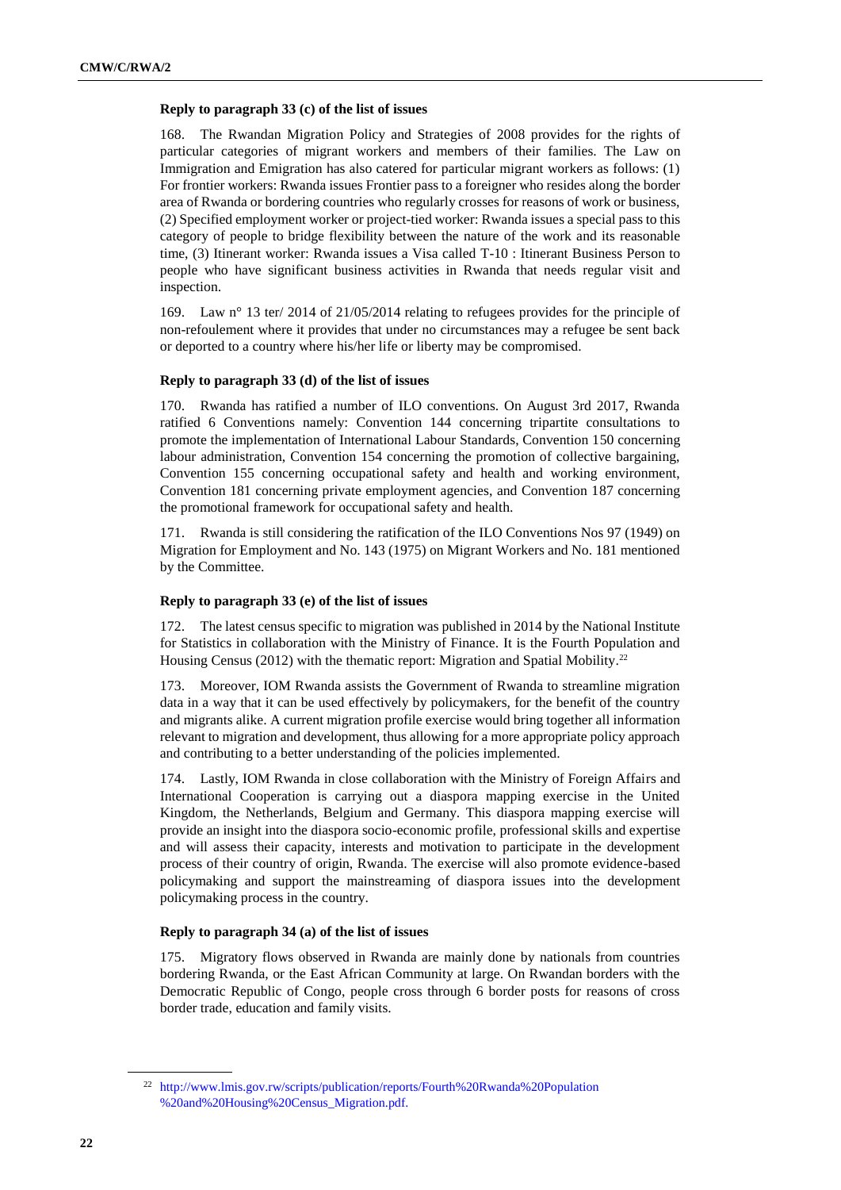#### Reply to paragraph 33 (c) of the list of issues

168. The Rwandan Migration Policy and Strategies of 2008 provides for the rights of particular categories of migrant workers and members of their families. The Law on Immigration and Emigration has also catered for particular migrant workers as follows: (1) For frontier workers: Rwanda issues Frontier pass to a foreigner who resides along the border area of Rwanda or bordering countries who regularly crosses for reasons of work or business, (2) Specified employment worker or project-tied worker: Rwanda issues a special pass to this category of people to bridge flexibility between the nature of the work and its reasonable time, (3) Itinerant worker: Rwanda issues a Visa called T-10 : Itinerant Business Person to people who have significant business activities in Rwanda that needs regular visit and inspection.

169. Law n° 13 ter/ 2014 of 21/05/2014 relating to refugees provides for the principle of non-refoulement where it provides that under no circumstances may a refugee be sent back or deported to a country where his/her life or liberty may be compromised.

#### Reply to paragraph 33 (d) of the list of issues

170. Rwanda has ratified a number of ILO conventions. On August 3rd 2017, Rwanda ratified 6 Conventions namely: Convention 144 concerning tripartite consultations to promote the implementation of International Labour Standards, Convention 150 concerning labour administration, Convention 154 concerning the promotion of collective bargaining, Convention 155 concerning occupational safety and health and working environment, Convention 181 concerning private employment agencies, and Convention 187 concerning the promotional framework for occupational safety and health.

171. Rwanda is still considering the ratification of the ILO Conventions Nos 97 (1949) on Migration for Employment and No. 143 (1975) on Migrant Workers and No. 181 mentioned by the Committee.

#### Reply to paragraph 33 (e) of the list of issues

172. The latest census specific to migration was published in 2014 by the National Institute for Statistics in collaboration with the Ministry of Finance. It is the Fourth Population and Housing Census (2012) with the thematic report: Migration and Spatial Mobility.[22]

173. Moreover, IOM Rwanda assists the Government of Rwanda to streamline migration data in a way that it can be used effectively by policymakers, for the benefit of the country and migrants alike. A current migration profile exercise would bring together all information relevant to migration and development, thus allowing for a more appropriate policy approach and contributing to a better understanding of the policies implemented.

174. Lastly, IOM Rwanda in close collaboration with the Ministry of Foreign Affairs and International Cooperation is carrying out a diaspora mapping exercise in the United Kingdom, the Netherlands, Belgium and Germany. This diaspora mapping exercise will provide an insight into the diaspora socio-economic profile, professional skills and expertise and will assess their capacity, interests and motivation to participate in the development process of their country of origin, Rwanda. The exercise will also promote evidence-based policymaking and support the mainstreaming of diaspora issues into the development policymaking process in the country.

#### Reply to paragraph 34 (a) of the list of issues

175. Migratory flows observed in Rwanda are mainly done by nationals from countries bordering Rwanda, or the East African Community at large. On Rwandan borders with the Democratic Republic of Congo, people cross through 6 border posts for reasons of cross border trade, education and family visits.

---

[22] http://www.lmis.gov.rw/scripts/publication/reports/Fourth%20Rwanda%20Population%20and%20Housing%20Census_Migration.pdf.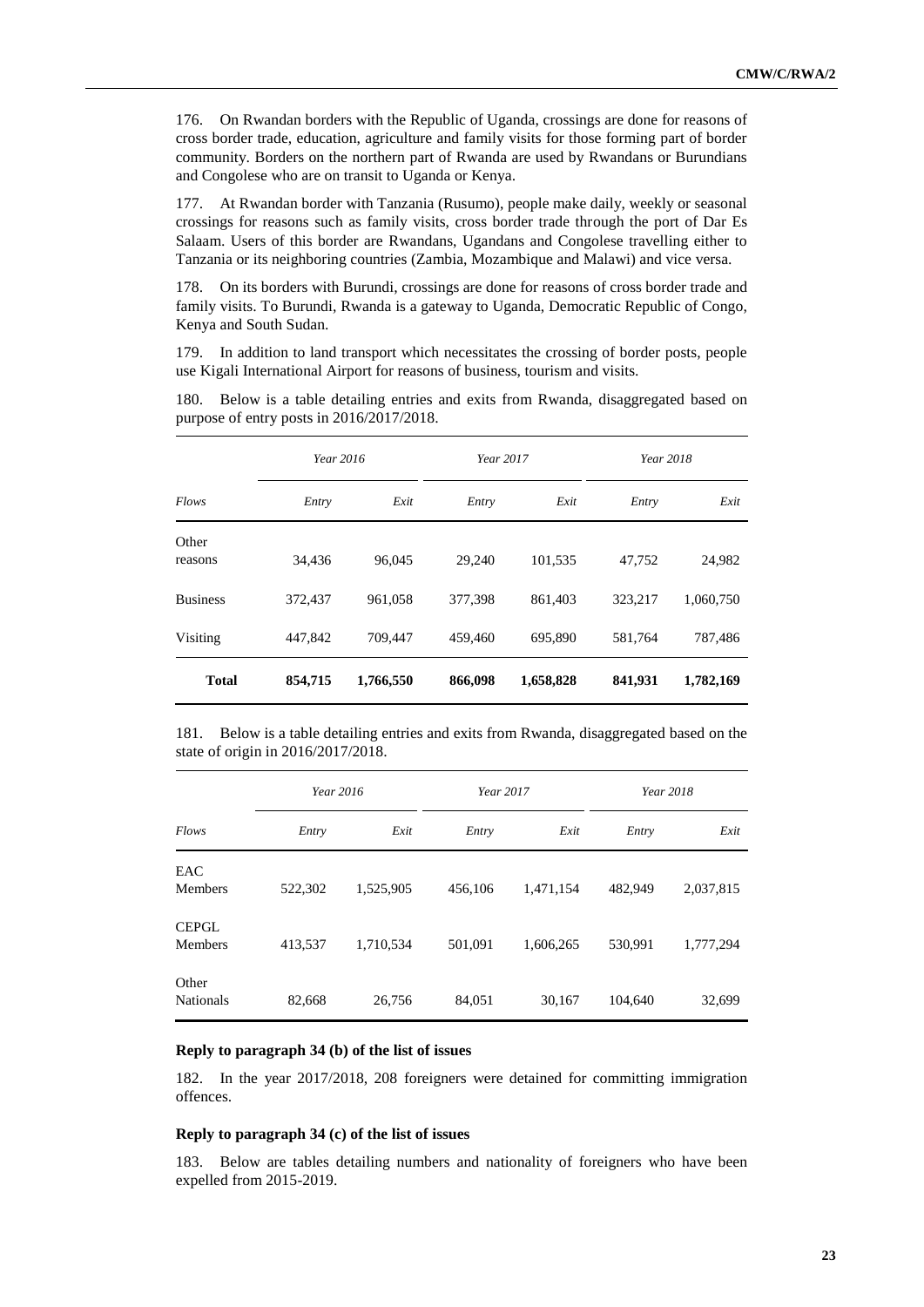176. On Rwandan borders with the Republic of Uganda, crossings are done for reasons of cross border trade, education, agriculture and family visits for those forming part of border community. Borders on the northern part of Rwanda are used by Rwandans or Burundians and Congolese who are on transit to Uganda or Kenya.

177. At Rwandan border with Tanzania (Rusumo), people make daily, weekly or seasonal crossings for reasons such as family visits, cross border trade through the port of Dar Es Salaam. Users of this border are Rwandans, Ugandans and Congolese travelling either to Tanzania or its neighboring countries (Zambia, Mozambique and Malawi) and vice versa.

178. On its borders with Burundi, crossings are done for reasons of cross border trade and family visits. To Burundi, Rwanda is a gateway to Uganda, Democratic Republic of Congo, Kenya and South Sudan.

179. In addition to land transport which necessitates the crossing of border posts, people use Kigali International Airport for reasons of business, tourism and visits.

180. Below is a table detailing entries and exits from Rwanda, disaggregated based on purpose of entry posts in 2016/2017/2018.

| | *Year 2016* | | *Year 2017* | | *Year 2018* | |
|---|---|---|---|---|---|---|
| *Flows* | *Entry* | *Exit* | *Entry* | *Exit* | *Entry* | *Exit* |
| Other reasons | 34,436 | 96,045 | 29,240 | 101,535 | 47,752 | 24,982 |
| Business | 372,437 | 961,058 | 377,398 | 861,403 | 323,217 | 1,060,750 |
| Visiting | 447,842 | 709,447 | 459,460 | 695,890 | 581,764 | 787,486 |
| **Total** | **854,715** | **1,766,550** | **866,098** | **1,658,828** | **841,931** | **1,782,169** |

181. Below is a table detailing entries and exits from Rwanda, disaggregated based on the state of origin in 2016/2017/2018.

| | *Year 2016* | | *Year 2017* | | *Year 2018* | |
|---|---|---|---|---|---|---|
| *Flows* | *Entry* | *Exit* | *Entry* | *Exit* | *Entry* | *Exit* |
| EAC Members | 522,302 | 1,525,905 | 456,106 | 1,471,154 | 482,949 | 2,037,815 |
| CEPGL Members | 413,537 | 1,710,534 | 501,091 | 1,606,265 | 530,991 | 1,777,294 |
| Other Nationals | 82,668 | 26,756 | 84,051 | 30,167 | 104,640 | 32,699 |

**Reply to paragraph 34 (b) of the list of issues**

182. In the year 2017/2018, 208 foreigners were detained for committing immigration offences.

**Reply to paragraph 34 (c) of the list of issues**

183. Below are tables detailing numbers and nationality of foreigners who have been expelled from 2015-2019.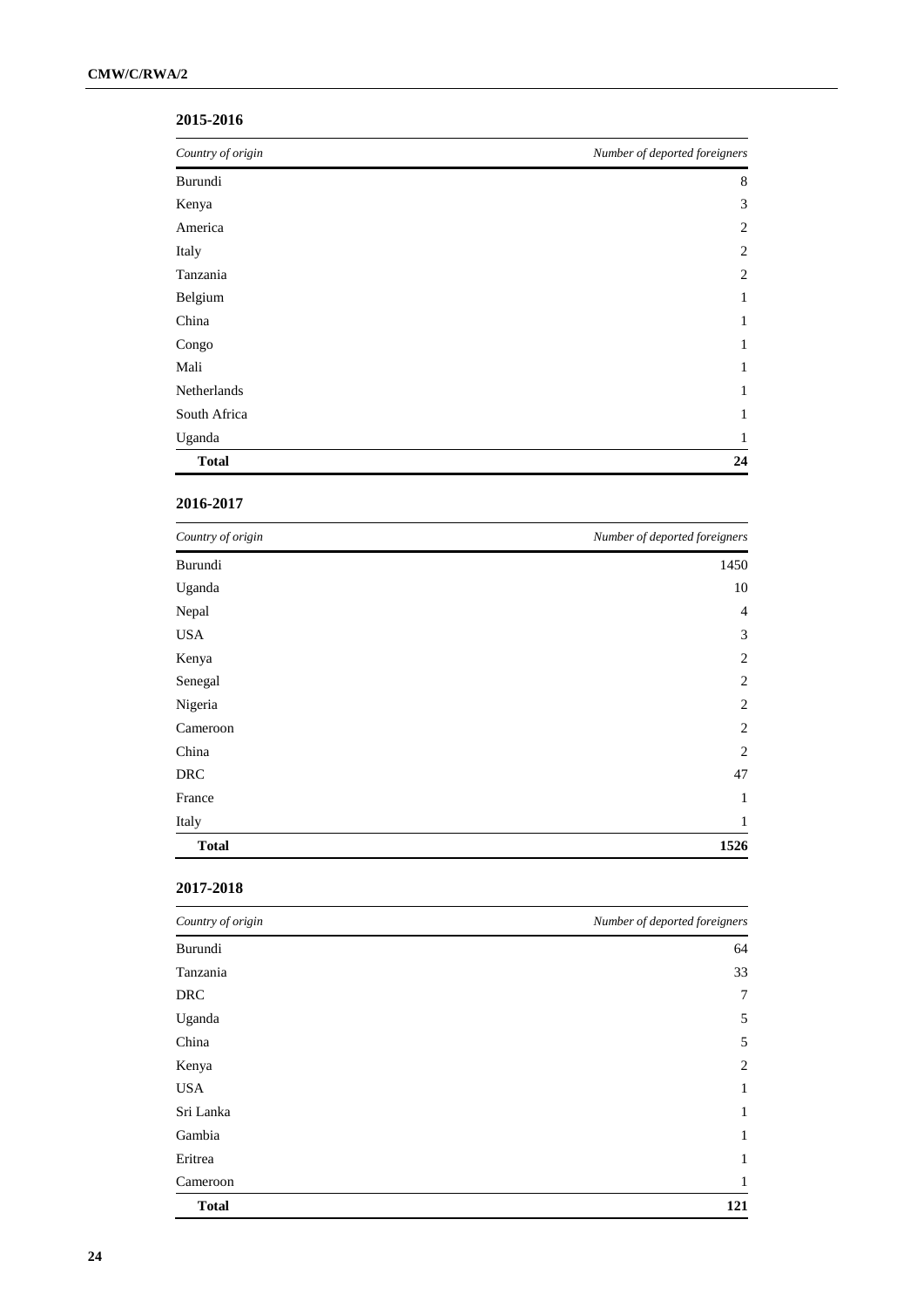**2015-2016**

| *Country of origin* | *Number of deported foreigners* |
|---|---|
| Burundi | 8 |
| Kenya | 3 |
| America | 2 |
| Italy | 2 |
| Tanzania | 2 |
| Belgium | 1 |
| China | 1 |
| Congo | 1 |
| Mali | 1 |
| Netherlands | 1 |
| South Africa | 1 |
| Uganda | 1 |
| **Total** | **24** |

**2016-2017**

| *Country of origin* | *Number of deported foreigners* |
|---|---|
| Burundi | 1450 |
| Uganda | 10 |
| Nepal | 4 |
| USA | 3 |
| Kenya | 2 |
| Senegal | 2 |
| Nigeria | 2 |
| Cameroon | 2 |
| China | 2 |
| DRC | 47 |
| France | 1 |
| Italy | 1 |
| **Total** | **1526** |

**2017-2018**

| *Country of origin* | *Number of deported foreigners* |
|---|---|
| Burundi | 64 |
| Tanzania | 33 |
| DRC | 7 |
| Uganda | 5 |
| China | 5 |
| Kenya | 2 |
| USA | 1 |
| Sri Lanka | 1 |
| Gambia | 1 |
| Eritrea | 1 |
| Cameroon | 1 |
| **Total** | **121** |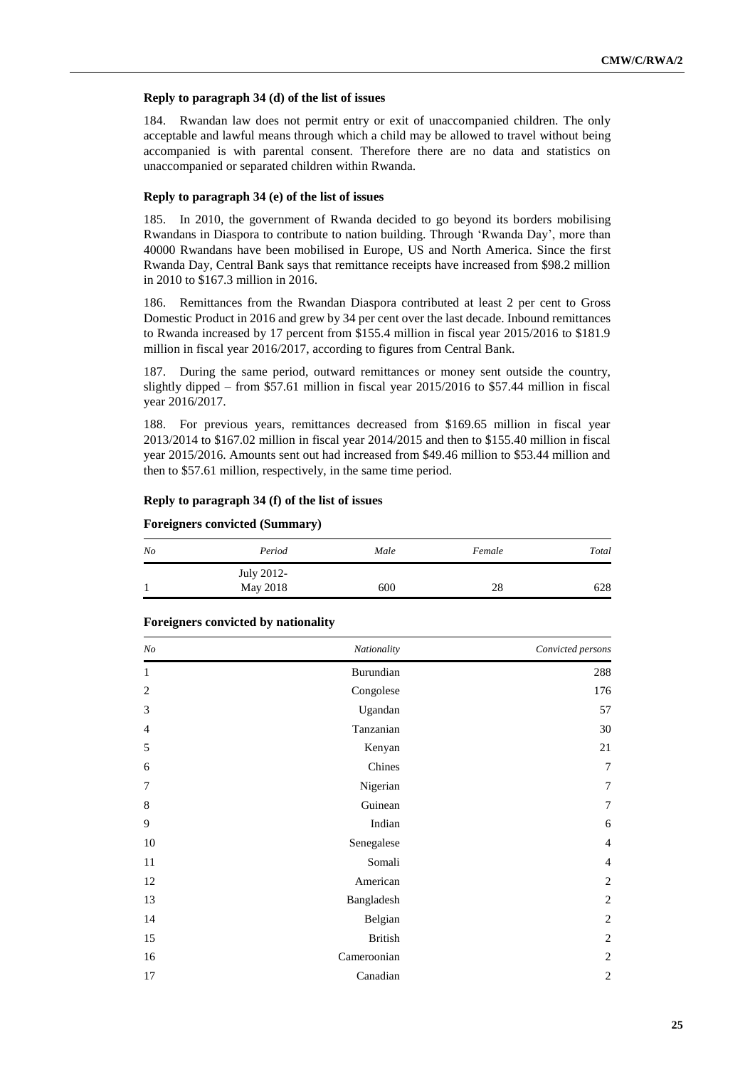### Reply to paragraph 34 (d) of the list of issues

184. Rwandan law does not permit entry or exit of unaccompanied children. The only acceptable and lawful means through which a child may be allowed to travel without being accompanied is with parental consent. Therefore there are no data and statistics on unaccompanied or separated children within Rwanda.

### Reply to paragraph 34 (e) of the list of issues

185. In 2010, the government of Rwanda decided to go beyond its borders mobilising Rwandans in Diaspora to contribute to nation building. Through 'Rwanda Day', more than 40000 Rwandans have been mobilised in Europe, US and North America. Since the first Rwanda Day, Central Bank says that remittance receipts have increased from $98.2 million in 2010 to $167.3 million in 2016.

186. Remittances from the Rwandan Diaspora contributed at least 2 per cent to Gross Domestic Product in 2016 and grew by 34 per cent over the last decade. Inbound remittances to Rwanda increased by 17 percent from $155.4 million in fiscal year 2015/2016 to $181.9 million in fiscal year 2016/2017, according to figures from Central Bank.

187. During the same period, outward remittances or money sent outside the country, slightly dipped – from $57.61 million in fiscal year 2015/2016 to $57.44 million in fiscal year 2016/2017.

188. For previous years, remittances decreased from $169.65 million in fiscal year 2013/2014 to $167.02 million in fiscal year 2014/2015 and then to $155.40 million in fiscal year 2015/2016. Amounts sent out had increased from $49.46 million to $53.44 million and then to $57.61 million, respectively, in the same time period.

### Reply to paragraph 34 (f) of the list of issues

**Foreigners convicted (Summary)**

| *No* | *Period* | *Male* | *Female* | *Total* |
|---|---|---|---|---|
| 1 | July 2012-May 2018 | 600 | 28 | 628 |

**Foreigners convicted by nationality**

| *No* | *Nationality* | *Convicted persons* |
|---|---|---|
| 1 | Burundian | 288 |
| 2 | Congolese | 176 |
| 3 | Ugandan | 57 |
| 4 | Tanzanian | 30 |
| 5 | Kenyan | 21 |
| 6 | Chines | 7 |
| 7 | Nigerian | 7 |
| 8 | Guinean | 7 |
| 9 | Indian | 6 |
| 10 | Senegalese | 4 |
| 11 | Somali | 4 |
| 12 | American | 2 |
| 13 | Bangladesh | 2 |
| 14 | Belgian | 2 |
| 15 | British | 2 |
| 16 | Cameroonian | 2 |
| 17 | Canadian | 2 |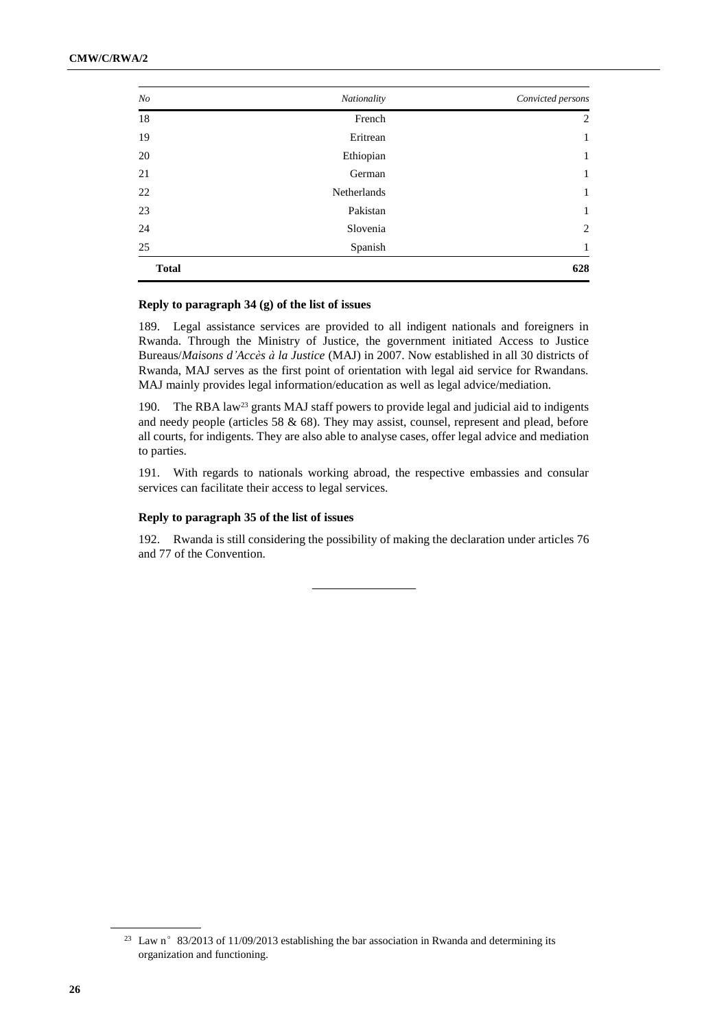| *No* | *Nationality* | *Convicted persons* |
|---|---|---|
| 18 | French | 2 |
| 19 | Eritrean | 1 |
| 20 | Ethiopian | 1 |
| 21 | German | 1 |
| 22 | Netherlands | 1 |
| 23 | Pakistan | 1 |
| 24 | Slovenia | 2 |
| 25 | Spanish | 1 |
| **Total** | | **628** |

### Reply to paragraph 34 (g) of the list of issues

189. Legal assistance services are provided to all indigent nationals and foreigners in Rwanda. Through the Ministry of Justice, the government initiated Access to Justice Bureaus/*Maisons d'Accès à la Justice* (MAJ) in 2007. Now established in all 30 districts of Rwanda, MAJ serves as the first point of orientation with legal aid service for Rwandans. MAJ mainly provides legal information/education as well as legal advice/mediation.

190. The RBA law[23] grants MAJ staff powers to provide legal and judicial aid to indigents and needy people (articles 58 & 68). They may assist, counsel, represent and plead, before all courts, for indigents. They are also able to analyse cases, offer legal advice and mediation to parties.

191. With regards to nationals working abroad, the respective embassies and consular services can facilitate their access to legal services.

### Reply to paragraph 35 of the list of issues

192. Rwanda is still considering the possibility of making the declaration under articles 76 and 77 of the Convention.

---

[23] Law n° 83/2013 of 11/09/2013 establishing the bar association in Rwanda and determining its organization and functioning.